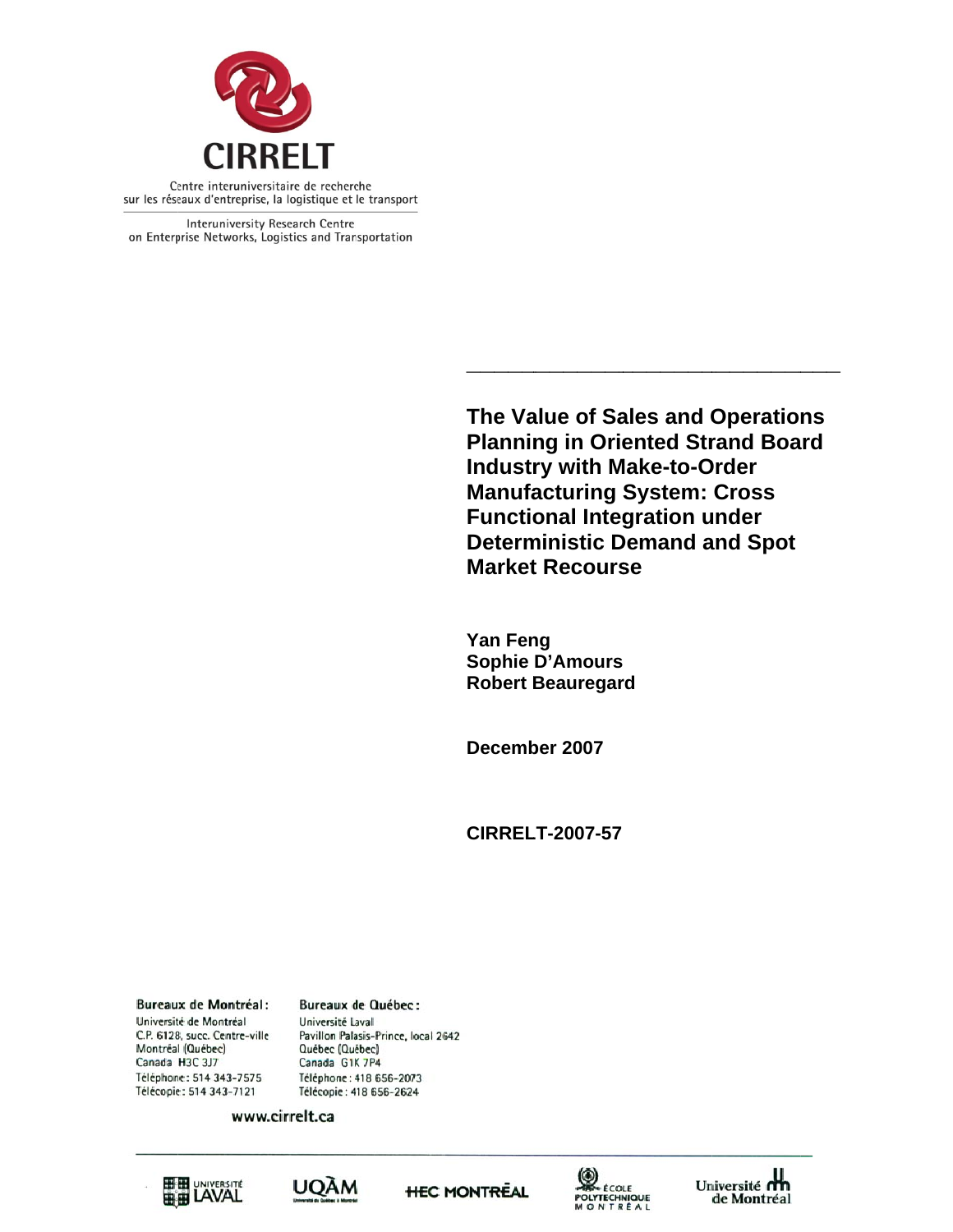CIRRELT

Centre interuniversitaire de recherche sur les réseaux d'entreprise, la logistique et le transport

Interuniversity Research Centre on Enterprise Networks, Logistics and Transportation

# The Value of Sales and Operations Planning in Oriented Strand Board Industry with Make-to-Order Manufacturing System: Cross Functional Integration under Deterministic Demand and Spot Market Recourse

**Yan Feng**
**Sophie D'Amours**
**Robert Beauregard**

**December 2007**

**CIRRELT-2007-57**

**Bureaux de Montréal :**
Université de Montréal
C.P. 6128, succ. Centre-ville
Montréal (Québec)
Canada H3C 3J7
Téléphone : 514 343-7575
Télécopie : 514 343-7121

**Bureaux de Québec :**
Université Laval
Pavillon Palasis-Prince, local 2642
Québec (Québec)
Canada G1K 7P4
Téléphone : 418 656-2073
Télécopie : 418 656-2624

www.cirrelt.ca

Université Laval — UQÀM — HEC Montréal — École Polytechnique Montréal — Université de Montréal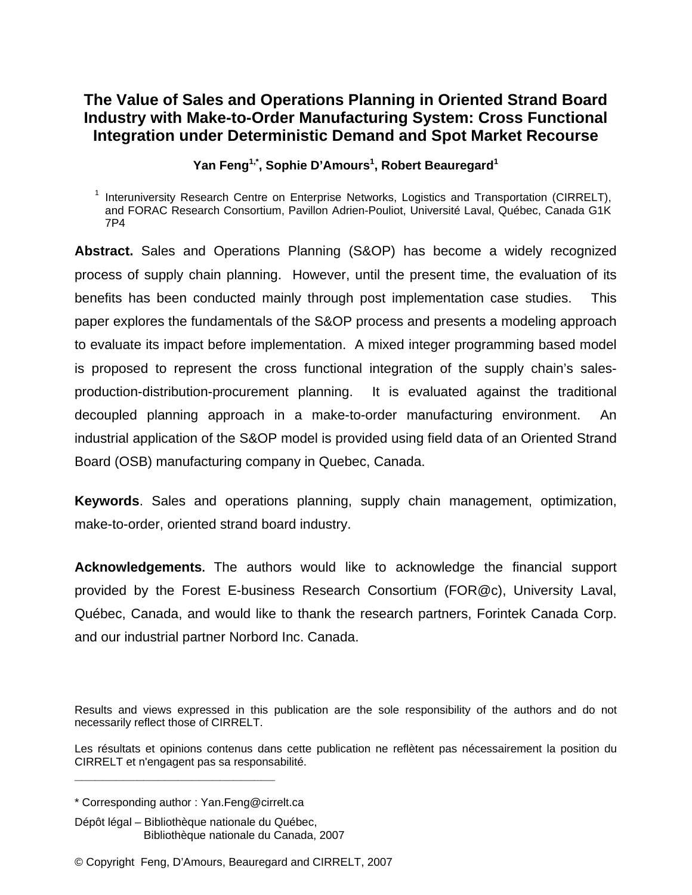# The Value of Sales and Operations Planning in Oriented Strand Board Industry with Make-to-Order Manufacturing System: Cross Functional Integration under Deterministic Demand and Spot Market Recourse

**Yan Feng[1,*], Sophie D'Amours[1], Robert Beauregard[1]**

[1] Interuniversity Research Centre on Enterprise Networks, Logistics and Transportation (CIRRELT), and FORAC Research Consortium, Pavillon Adrien-Pouliot, Université Laval, Québec, Canada G1K 7P4

**Abstract.** Sales and Operations Planning (S&OP) has become a widely recognized process of supply chain planning. However, until the present time, the evaluation of its benefits has been conducted mainly through post implementation case studies. This paper explores the fundamentals of the S&OP process and presents a modeling approach to evaluate its impact before implementation. A mixed integer programming based model is proposed to represent the cross functional integration of the supply chain's sales-production-distribution-procurement planning. It is evaluated against the traditional decoupled planning approach in a make-to-order manufacturing environment. An industrial application of the S&OP model is provided using field data of an Oriented Strand Board (OSB) manufacturing company in Quebec, Canada.

**Keywords**. Sales and operations planning, supply chain management, optimization, make-to-order, oriented strand board industry.

**Acknowledgements.** The authors would like to acknowledge the financial support provided by the Forest E-business Research Consortium (FOR@c), University Laval, Québec, Canada, and would like to thank the research partners, Forintek Canada Corp. and our industrial partner Norbord Inc. Canada.

Results and views expressed in this publication are the sole responsibility of the authors and do not necessarily reflect those of CIRRELT.

Les résultats et opinions contenus dans cette publication ne reflètent pas nécessairement la position du CIRRELT et n'engagent pas sa responsabilité.

\* Corresponding author : Yan.Feng@cirrelt.ca

Dépôt légal – Bibliothèque nationale du Québec,
Bibliothèque nationale du Canada, 2007

© Copyright Feng, D'Amours, Beauregard and CIRRELT, 2007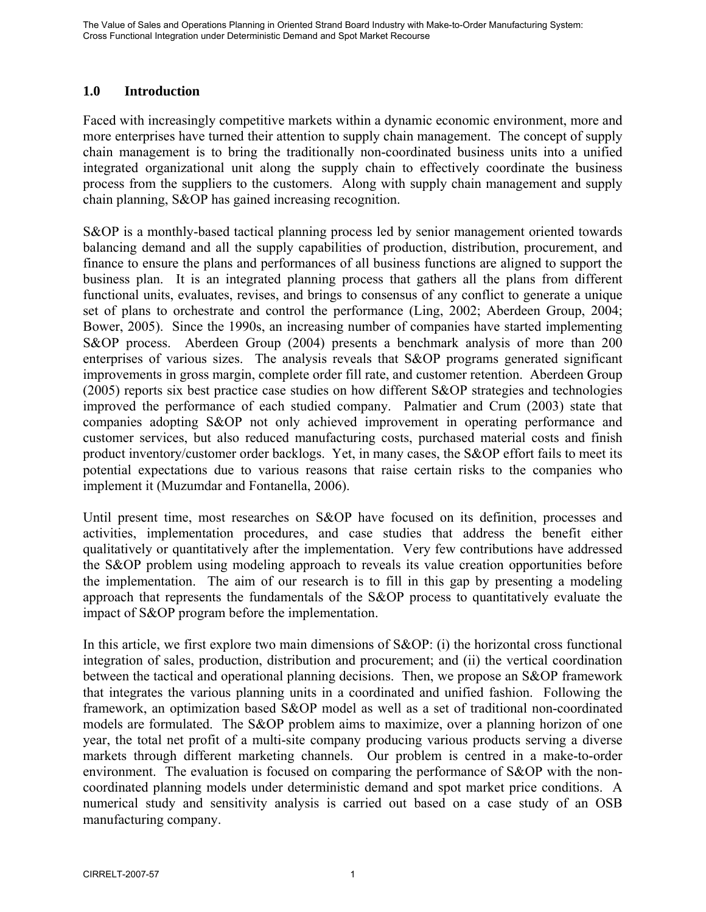## 1.0 Introduction

Faced with increasingly competitive markets within a dynamic economic environment, more and more enterprises have turned their attention to supply chain management. The concept of supply chain management is to bring the traditionally non-coordinated business units into a unified integrated organizational unit along the supply chain to effectively coordinate the business process from the suppliers to the customers. Along with supply chain management and supply chain planning, S&OP has gained increasing recognition.

S&OP is a monthly-based tactical planning process led by senior management oriented towards balancing demand and all the supply capabilities of production, distribution, procurement, and finance to ensure the plans and performances of all business functions are aligned to support the business plan. It is an integrated planning process that gathers all the plans from different functional units, evaluates, revises, and brings to consensus of any conflict to generate a unique set of plans to orchestrate and control the performance (Ling, 2002; Aberdeen Group, 2004; Bower, 2005). Since the 1990s, an increasing number of companies have started implementing S&OP process. Aberdeen Group (2004) presents a benchmark analysis of more than 200 enterprises of various sizes. The analysis reveals that S&OP programs generated significant improvements in gross margin, complete order fill rate, and customer retention. Aberdeen Group (2005) reports six best practice case studies on how different S&OP strategies and technologies improved the performance of each studied company. Palmatier and Crum (2003) state that companies adopting S&OP not only achieved improvement in operating performance and customer services, but also reduced manufacturing costs, purchased material costs and finish product inventory/customer order backlogs. Yet, in many cases, the S&OP effort fails to meet its potential expectations due to various reasons that raise certain risks to the companies who implement it (Muzumdar and Fontanella, 2006).

Until present time, most researches on S&OP have focused on its definition, processes and activities, implementation procedures, and case studies that address the benefit either qualitatively or quantitatively after the implementation. Very few contributions have addressed the S&OP problem using modeling approach to reveals its value creation opportunities before the implementation. The aim of our research is to fill in this gap by presenting a modeling approach that represents the fundamentals of the S&OP process to quantitatively evaluate the impact of S&OP program before the implementation.

In this article, we first explore two main dimensions of S&OP: (i) the horizontal cross functional integration of sales, production, distribution and procurement; and (ii) the vertical coordination between the tactical and operational planning decisions. Then, we propose an S&OP framework that integrates the various planning units in a coordinated and unified fashion. Following the framework, an optimization based S&OP model as well as a set of traditional non-coordinated models are formulated. The S&OP problem aims to maximize, over a planning horizon of one year, the total net profit of a multi-site company producing various products serving a diverse markets through different marketing channels. Our problem is centred in a make-to-order environment. The evaluation is focused on comparing the performance of S&OP with the non-coordinated planning models under deterministic demand and spot market price conditions. A numerical study and sensitivity analysis is carried out based on a case study of an OSB manufacturing company.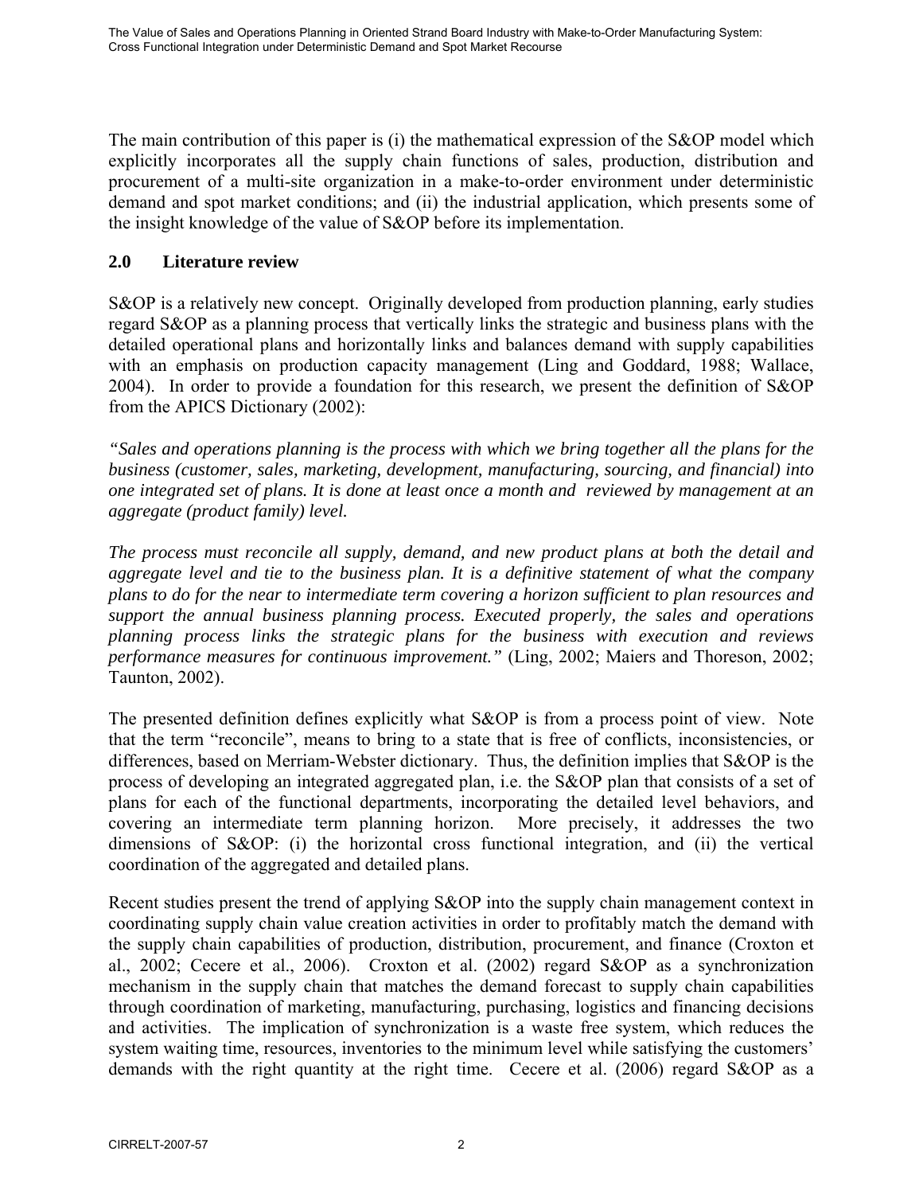The main contribution of this paper is (i) the mathematical expression of the S&OP model which explicitly incorporates all the supply chain functions of sales, production, distribution and procurement of a multi-site organization in a make-to-order environment under deterministic demand and spot market conditions; and (ii) the industrial application, which presents some of the insight knowledge of the value of S&OP before its implementation.

## 2.0 Literature review

S&OP is a relatively new concept. Originally developed from production planning, early studies regard S&OP as a planning process that vertically links the strategic and business plans with the detailed operational plans and horizontally links and balances demand with supply capabilities with an emphasis on production capacity management (Ling and Goddard, 1988; Wallace, 2004). In order to provide a foundation for this research, we present the definition of S&OP from the APICS Dictionary (2002):

*"Sales and operations planning is the process with which we bring together all the plans for the business (customer, sales, marketing, development, manufacturing, sourcing, and financial) into one integrated set of plans. It is done at least once a month and reviewed by management at an aggregate (product family) level.*

*The process must reconcile all supply, demand, and new product plans at both the detail and aggregate level and tie to the business plan. It is a definitive statement of what the company plans to do for the near to intermediate term covering a horizon sufficient to plan resources and support the annual business planning process. Executed properly, the sales and operations planning process links the strategic plans for the business with execution and reviews performance measures for continuous improvement."* (Ling, 2002; Maiers and Thoreson, 2002; Taunton, 2002).

The presented definition defines explicitly what S&OP is from a process point of view. Note that the term "reconcile", means to bring to a state that is free of conflicts, inconsistencies, or differences, based on Merriam-Webster dictionary. Thus, the definition implies that S&OP is the process of developing an integrated aggregated plan, i.e. the S&OP plan that consists of a set of plans for each of the functional departments, incorporating the detailed level behaviors, and covering an intermediate term planning horizon. More precisely, it addresses the two dimensions of S&OP: (i) the horizontal cross functional integration, and (ii) the vertical coordination of the aggregated and detailed plans.

Recent studies present the trend of applying S&OP into the supply chain management context in coordinating supply chain value creation activities in order to profitably match the demand with the supply chain capabilities of production, distribution, procurement, and finance (Croxton et al., 2002; Cecere et al., 2006). Croxton et al. (2002) regard S&OP as a synchronization mechanism in the supply chain that matches the demand forecast to supply chain capabilities through coordination of marketing, manufacturing, purchasing, logistics and financing decisions and activities. The implication of synchronization is a waste free system, which reduces the system waiting time, resources, inventories to the minimum level while satisfying the customers' demands with the right quantity at the right time. Cecere et al. (2006) regard S&OP as a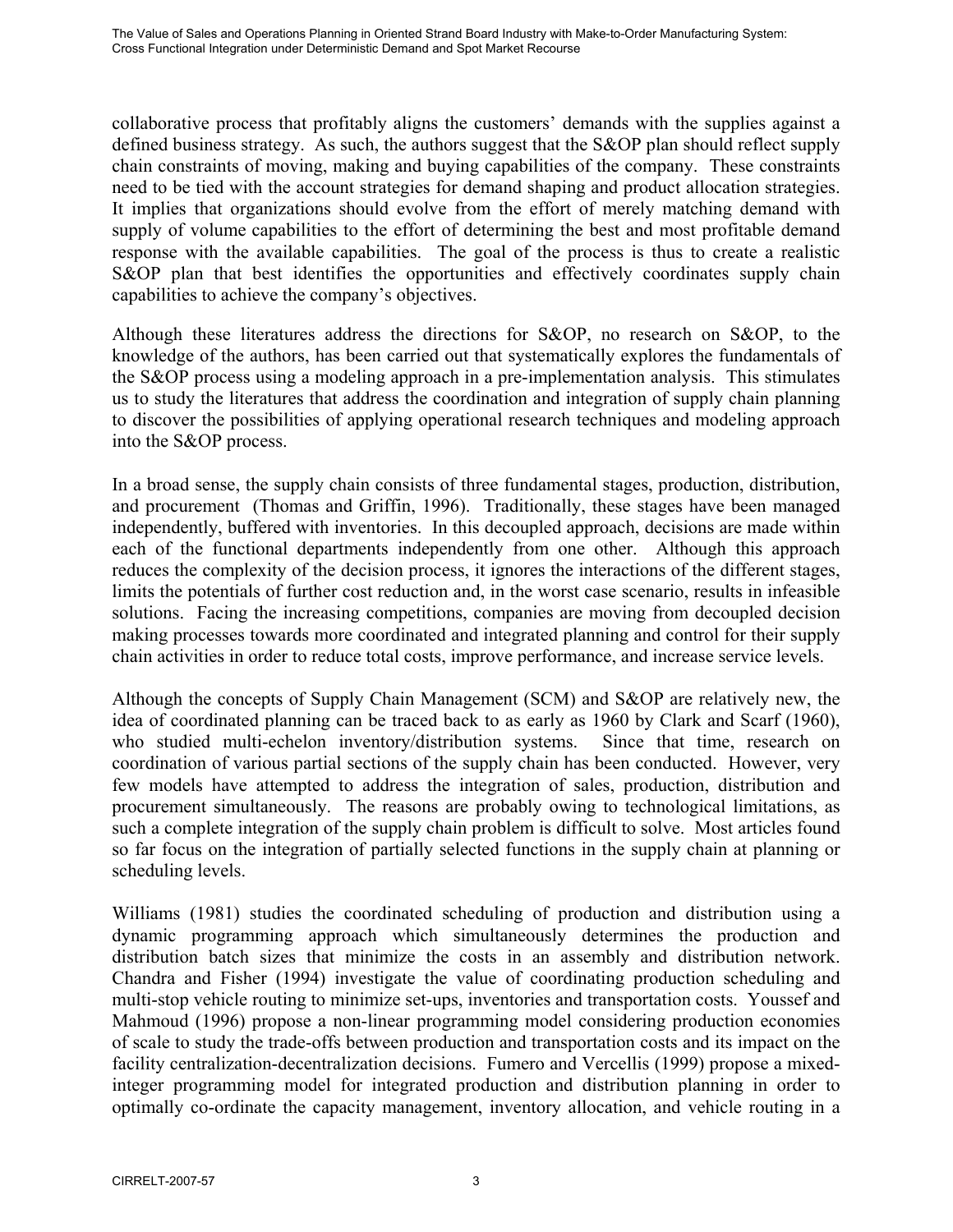collaborative process that profitably aligns the customers' demands with the supplies against a defined business strategy. As such, the authors suggest that the S&OP plan should reflect supply chain constraints of moving, making and buying capabilities of the company. These constraints need to be tied with the account strategies for demand shaping and product allocation strategies. It implies that organizations should evolve from the effort of merely matching demand with supply of volume capabilities to the effort of determining the best and most profitable demand response with the available capabilities. The goal of the process is thus to create a realistic S&OP plan that best identifies the opportunities and effectively coordinates supply chain capabilities to achieve the company's objectives.

Although these literatures address the directions for S&OP, no research on S&OP, to the knowledge of the authors, has been carried out that systematically explores the fundamentals of the S&OP process using a modeling approach in a pre-implementation analysis. This stimulates us to study the literatures that address the coordination and integration of supply chain planning to discover the possibilities of applying operational research techniques and modeling approach into the S&OP process.

In a broad sense, the supply chain consists of three fundamental stages, production, distribution, and procurement (Thomas and Griffin, 1996). Traditionally, these stages have been managed independently, buffered with inventories. In this decoupled approach, decisions are made within each of the functional departments independently from one other. Although this approach reduces the complexity of the decision process, it ignores the interactions of the different stages, limits the potentials of further cost reduction and, in the worst case scenario, results in infeasible solutions. Facing the increasing competitions, companies are moving from decoupled decision making processes towards more coordinated and integrated planning and control for their supply chain activities in order to reduce total costs, improve performance, and increase service levels.

Although the concepts of Supply Chain Management (SCM) and S&OP are relatively new, the idea of coordinated planning can be traced back to as early as 1960 by Clark and Scarf (1960), who studied multi-echelon inventory/distribution systems. Since that time, research on coordination of various partial sections of the supply chain has been conducted. However, very few models have attempted to address the integration of sales, production, distribution and procurement simultaneously. The reasons are probably owing to technological limitations, as such a complete integration of the supply chain problem is difficult to solve. Most articles found so far focus on the integration of partially selected functions in the supply chain at planning or scheduling levels.

Williams (1981) studies the coordinated scheduling of production and distribution using a dynamic programming approach which simultaneously determines the production and distribution batch sizes that minimize the costs in an assembly and distribution network. Chandra and Fisher (1994) investigate the value of coordinating production scheduling and multi-stop vehicle routing to minimize set-ups, inventories and transportation costs. Youssef and Mahmoud (1996) propose a non-linear programming model considering production economies of scale to study the trade-offs between production and transportation costs and its impact on the facility centralization-decentralization decisions. Fumero and Vercellis (1999) propose a mixed-integer programming model for integrated production and distribution planning in order to optimally co-ordinate the capacity management, inventory allocation, and vehicle routing in a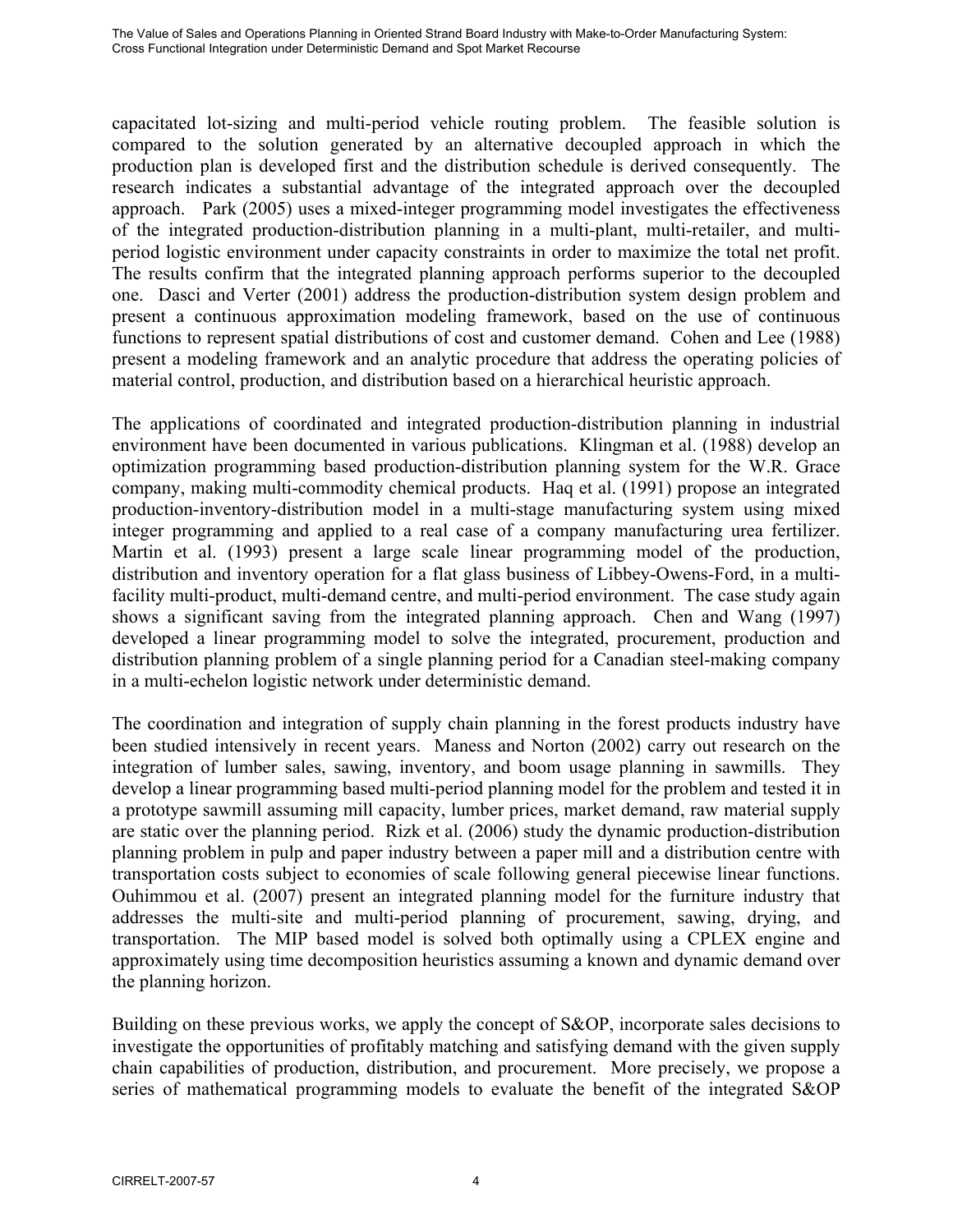capacitated lot-sizing and multi-period vehicle routing problem. The feasible solution is compared to the solution generated by an alternative decoupled approach in which the production plan is developed first and the distribution schedule is derived consequently. The research indicates a substantial advantage of the integrated approach over the decoupled approach. Park (2005) uses a mixed-integer programming model investigates the effectiveness of the integrated production-distribution planning in a multi-plant, multi-retailer, and multi-period logistic environment under capacity constraints in order to maximize the total net profit. The results confirm that the integrated planning approach performs superior to the decoupled one. Dasci and Verter (2001) address the production-distribution system design problem and present a continuous approximation modeling framework, based on the use of continuous functions to represent spatial distributions of cost and customer demand. Cohen and Lee (1988) present a modeling framework and an analytic procedure that address the operating policies of material control, production, and distribution based on a hierarchical heuristic approach.

The applications of coordinated and integrated production-distribution planning in industrial environment have been documented in various publications. Klingman et al. (1988) develop an optimization programming based production-distribution planning system for the W.R. Grace company, making multi-commodity chemical products. Haq et al. (1991) propose an integrated production-inventory-distribution model in a multi-stage manufacturing system using mixed integer programming and applied to a real case of a company manufacturing urea fertilizer. Martin et al. (1993) present a large scale linear programming model of the production, distribution and inventory operation for a flat glass business of Libbey-Owens-Ford, in a multi-facility multi-product, multi-demand centre, and multi-period environment. The case study again shows a significant saving from the integrated planning approach. Chen and Wang (1997) developed a linear programming model to solve the integrated, procurement, production and distribution planning problem of a single planning period for a Canadian steel-making company in a multi-echelon logistic network under deterministic demand.

The coordination and integration of supply chain planning in the forest products industry have been studied intensively in recent years. Maness and Norton (2002) carry out research on the integration of lumber sales, sawing, inventory, and boom usage planning in sawmills. They develop a linear programming based multi-period planning model for the problem and tested it in a prototype sawmill assuming mill capacity, lumber prices, market demand, raw material supply are static over the planning period. Rizk et al. (2006) study the dynamic production-distribution planning problem in pulp and paper industry between a paper mill and a distribution centre with transportation costs subject to economies of scale following general piecewise linear functions. Ouhimmou et al. (2007) present an integrated planning model for the furniture industry that addresses the multi-site and multi-period planning of procurement, sawing, drying, and transportation. The MIP based model is solved both optimally using a CPLEX engine and approximately using time decomposition heuristics assuming a known and dynamic demand over the planning horizon.

Building on these previous works, we apply the concept of S&OP, incorporate sales decisions to investigate the opportunities of profitably matching and satisfying demand with the given supply chain capabilities of production, distribution, and procurement. More precisely, we propose a series of mathematical programming models to evaluate the benefit of the integrated S&OP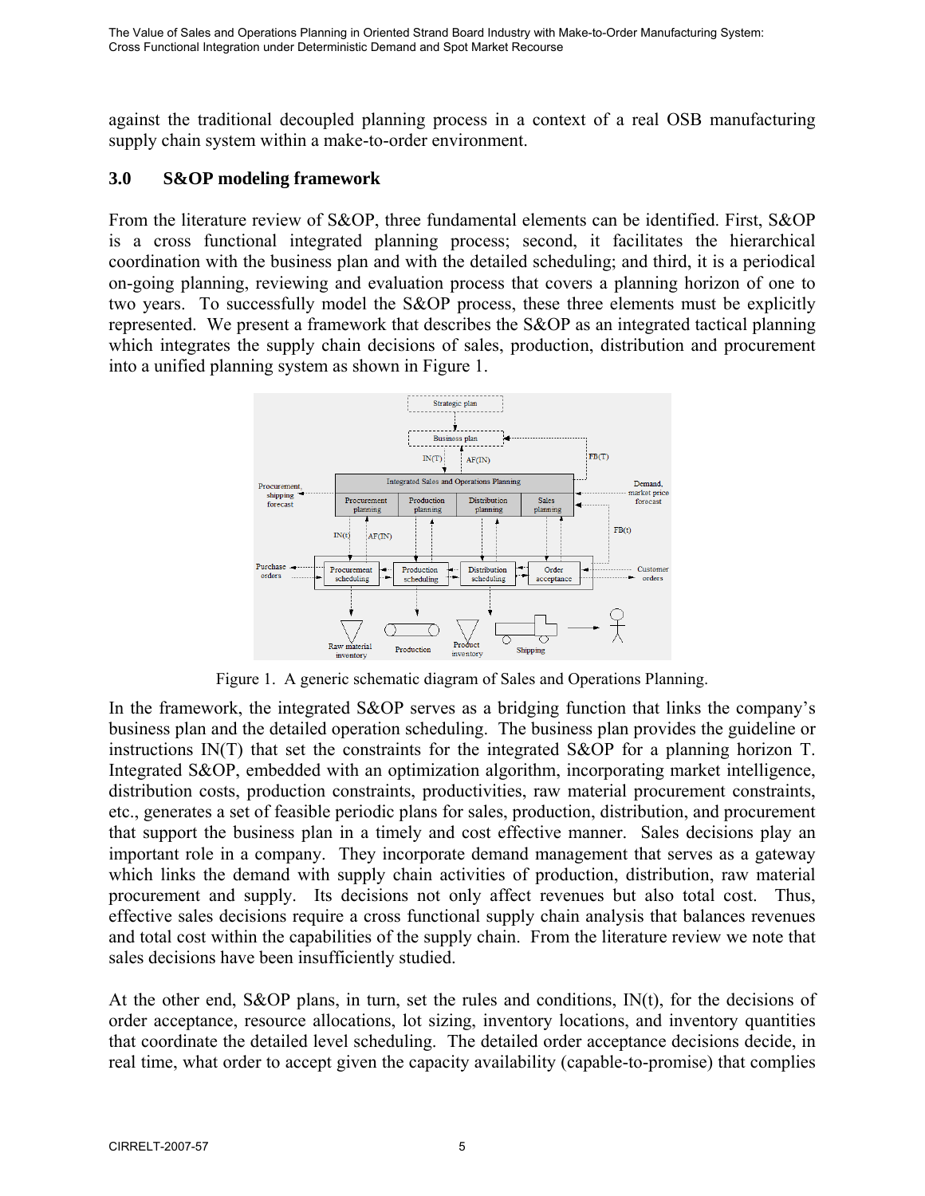against the traditional decoupled planning process in a context of a real OSB manufacturing supply chain system within a make-to-order environment.

## 3.0 S&OP modeling framework

From the literature review of S&OP, three fundamental elements can be identified. First, S&OP is a cross functional integrated planning process; second, it facilitates the hierarchical coordination with the business plan and with the detailed scheduling; and third, it is a periodical on-going planning, reviewing and evaluation process that covers a planning horizon of one to two years. To successfully model the S&OP process, these three elements must be explicitly represented. We present a framework that describes the S&OP as an integrated tactical planning which integrates the supply chain decisions of sales, production, distribution and procurement into a unified planning system as shown in Figure 1.

Figure 1. A generic schematic diagram of Sales and Operations Planning.

In the framework, the integrated S&OP serves as a bridging function that links the company's business plan and the detailed operation scheduling. The business plan provides the guideline or instructions IN(T) that set the constraints for the integrated S&OP for a planning horizon T. Integrated S&OP, embedded with an optimization algorithm, incorporating market intelligence, distribution costs, production constraints, productivities, raw material procurement constraints, etc., generates a set of feasible periodic plans for sales, production, distribution, and procurement that support the business plan in a timely and cost effective manner. Sales decisions play an important role in a company. They incorporate demand management that serves as a gateway which links the demand with supply chain activities of production, distribution, raw material procurement and supply. Its decisions not only affect revenues but also total cost. Thus, effective sales decisions require a cross functional supply chain analysis that balances revenues and total cost within the capabilities of the supply chain. From the literature review we note that sales decisions have been insufficiently studied.

At the other end, S&OP plans, in turn, set the rules and conditions, IN(t), for the decisions of order acceptance, resource allocations, lot sizing, inventory locations, and inventory quantities that coordinate the detailed level scheduling. The detailed order acceptance decisions decide, in real time, what order to accept given the capacity availability (capable-to-promise) that complies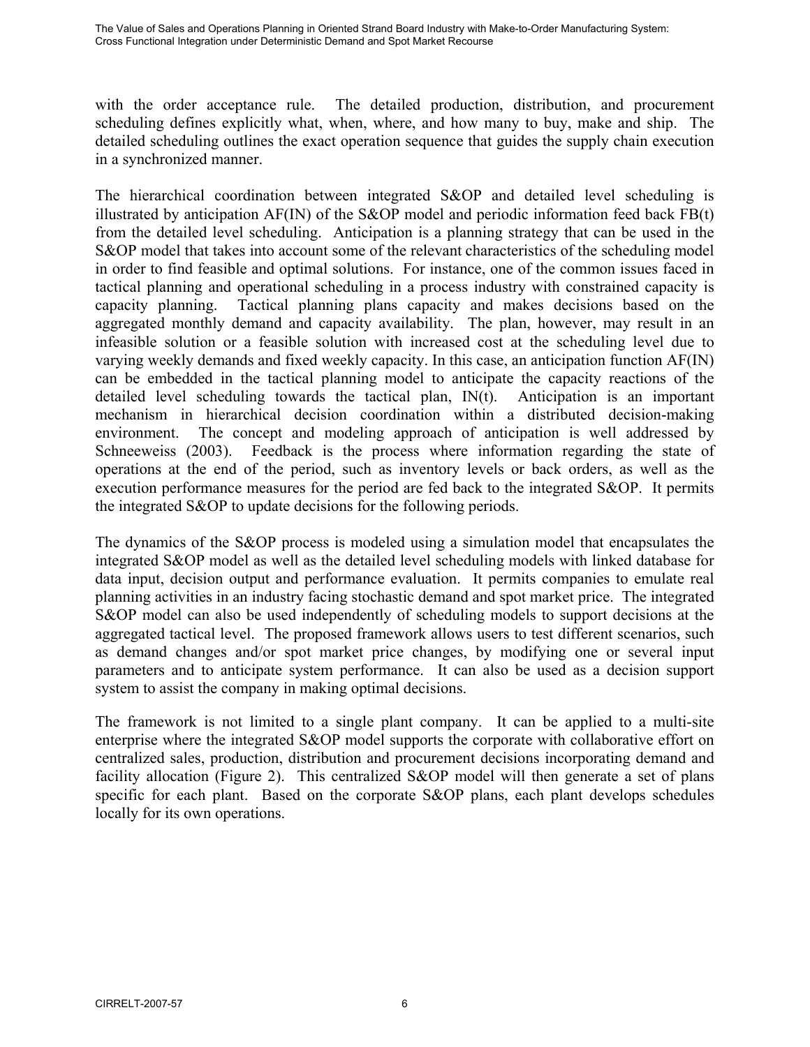with the order acceptance rule. The detailed production, distribution, and procurement scheduling defines explicitly what, when, where, and how many to buy, make and ship. The detailed scheduling outlines the exact operation sequence that guides the supply chain execution in a synchronized manner.

The hierarchical coordination between integrated S&OP and detailed level scheduling is illustrated by anticipation AF(IN) of the S&OP model and periodic information feed back FB(t) from the detailed level scheduling. Anticipation is a planning strategy that can be used in the S&OP model that takes into account some of the relevant characteristics of the scheduling model in order to find feasible and optimal solutions. For instance, one of the common issues faced in tactical planning and operational scheduling in a process industry with constrained capacity is capacity planning. Tactical planning plans capacity and makes decisions based on the aggregated monthly demand and capacity availability. The plan, however, may result in an infeasible solution or a feasible solution with increased cost at the scheduling level due to varying weekly demands and fixed weekly capacity. In this case, an anticipation function AF(IN) can be embedded in the tactical planning model to anticipate the capacity reactions of the detailed level scheduling towards the tactical plan, IN(t). Anticipation is an important mechanism in hierarchical decision coordination within a distributed decision-making environment. The concept and modeling approach of anticipation is well addressed by Schneeweiss (2003). Feedback is the process where information regarding the state of operations at the end of the period, such as inventory levels or back orders, as well as the execution performance measures for the period are fed back to the integrated S&OP. It permits the integrated S&OP to update decisions for the following periods.

The dynamics of the S&OP process is modeled using a simulation model that encapsulates the integrated S&OP model as well as the detailed level scheduling models with linked database for data input, decision output and performance evaluation. It permits companies to emulate real planning activities in an industry facing stochastic demand and spot market price. The integrated S&OP model can also be used independently of scheduling models to support decisions at the aggregated tactical level. The proposed framework allows users to test different scenarios, such as demand changes and/or spot market price changes, by modifying one or several input parameters and to anticipate system performance. It can also be used as a decision support system to assist the company in making optimal decisions.

The framework is not limited to a single plant company. It can be applied to a multi-site enterprise where the integrated S&OP model supports the corporate with collaborative effort on centralized sales, production, distribution and procurement decisions incorporating demand and facility allocation (Figure 2). This centralized S&OP model will then generate a set of plans specific for each plant. Based on the corporate S&OP plans, each plant develops schedules locally for its own operations.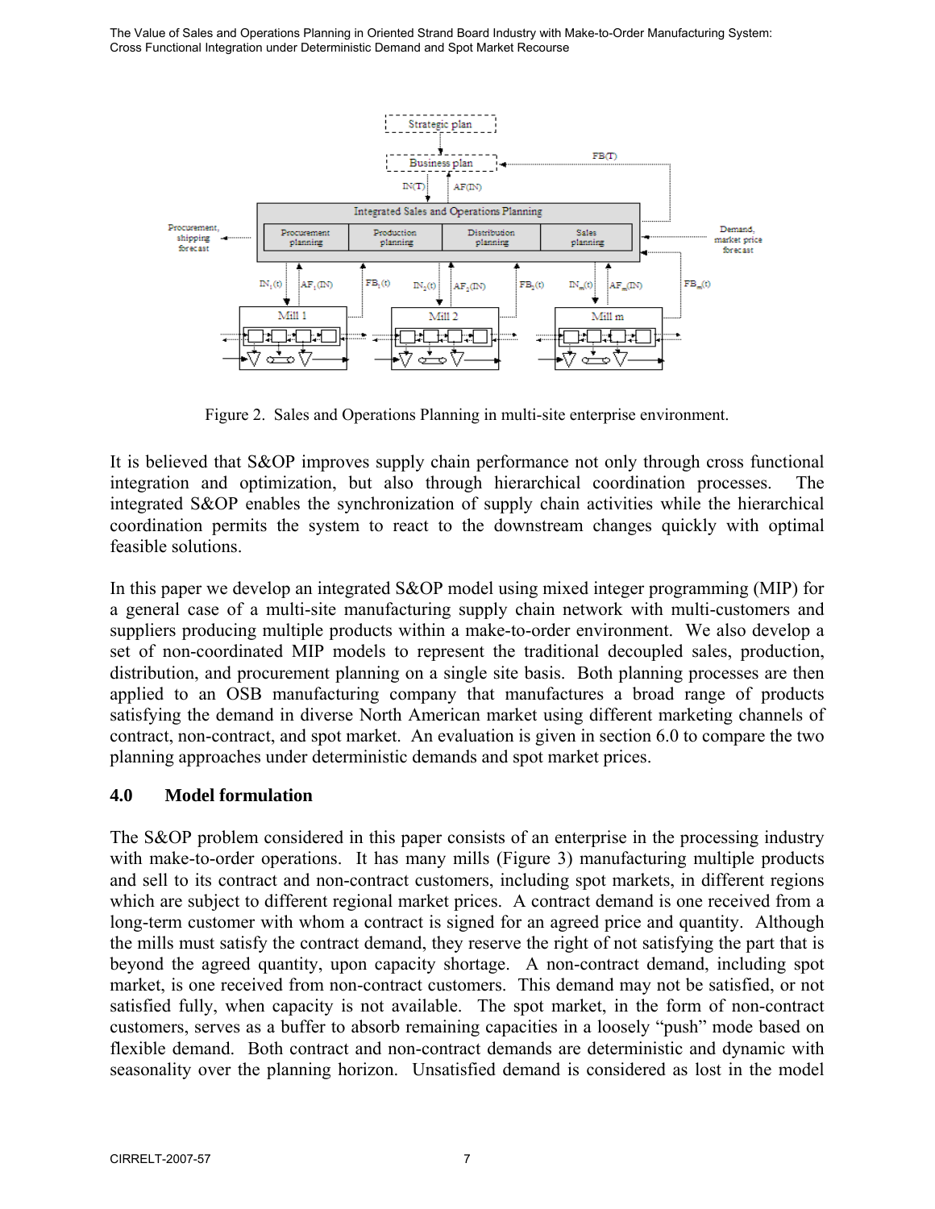Figure 2. Sales and Operations Planning in multi-site enterprise environment.

It is believed that S&OP improves supply chain performance not only through cross functional integration and optimization, but also through hierarchical coordination processes. The integrated S&OP enables the synchronization of supply chain activities while the hierarchical coordination permits the system to react to the downstream changes quickly with optimal feasible solutions.

In this paper we develop an integrated S&OP model using mixed integer programming (MIP) for a general case of a multi-site manufacturing supply chain network with multi-customers and suppliers producing multiple products within a make-to-order environment. We also develop a set of non-coordinated MIP models to represent the traditional decoupled sales, production, distribution, and procurement planning on a single site basis. Both planning processes are then applied to an OSB manufacturing company that manufactures a broad range of products satisfying the demand in diverse North American market using different marketing channels of contract, non-contract, and spot market. An evaluation is given in section 6.0 to compare the two planning approaches under deterministic demands and spot market prices.

## 4.0 Model formulation

The S&OP problem considered in this paper consists of an enterprise in the processing industry with make-to-order operations. It has many mills (Figure 3) manufacturing multiple products and sell to its contract and non-contract customers, including spot markets, in different regions which are subject to different regional market prices. A contract demand is one received from a long-term customer with whom a contract is signed for an agreed price and quantity. Although the mills must satisfy the contract demand, they reserve the right of not satisfying the part that is beyond the agreed quantity, upon capacity shortage. A non-contract demand, including spot market, is one received from non-contract customers. This demand may not be satisfied, or not satisfied fully, when capacity is not available. The spot market, in the form of non-contract customers, serves as a buffer to absorb remaining capacities in a loosely "push" mode based on flexible demand. Both contract and non-contract demands are deterministic and dynamic with seasonality over the planning horizon. Unsatisfied demand is considered as lost in the model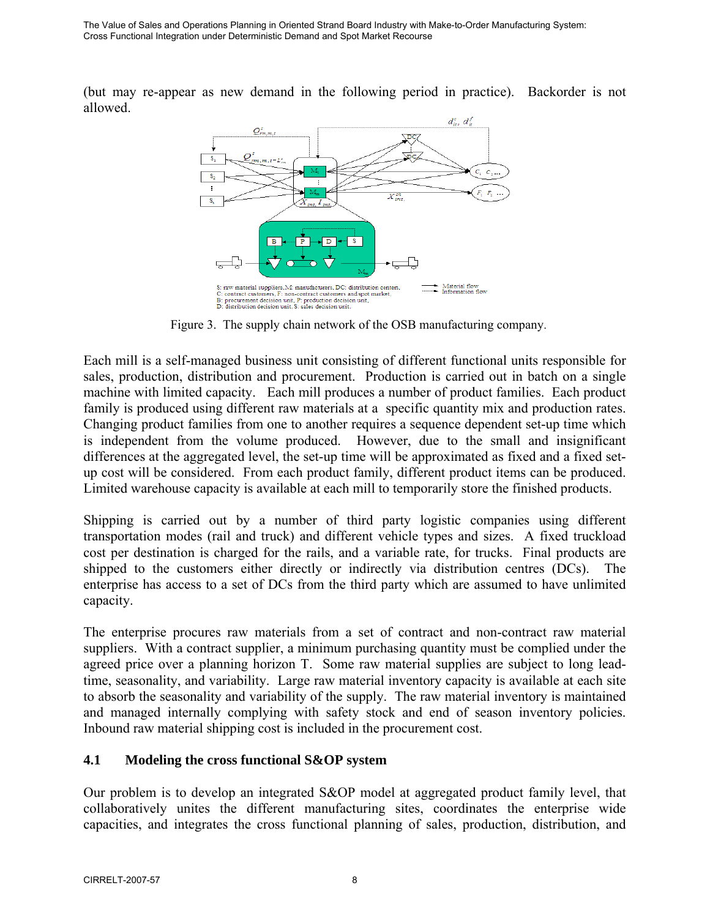(but may re-appear as new demand in the following period in practice). Backorder is not allowed.

Figure 3. The supply chain network of the OSB manufacturing company.

Each mill is a self-managed business unit consisting of different functional units responsible for sales, production, distribution and procurement. Production is carried out in batch on a single machine with limited capacity. Each mill produces a number of product families. Each product family is produced using different raw materials at a specific quantity mix and production rates. Changing product families from one to another requires a sequence dependent set-up time which is independent from the volume produced. However, due to the small and insignificant differences at the aggregated level, the set-up time will be approximated as fixed and a fixed set-up cost will be considered. From each product family, different product items can be produced. Limited warehouse capacity is available at each mill to temporarily store the finished products.

Shipping is carried out by a number of third party logistic companies using different transportation modes (rail and truck) and different vehicle types and sizes. A fixed truckload cost per destination is charged for the rails, and a variable rate, for trucks. Final products are shipped to the customers either directly or indirectly via distribution centres (DCs). The enterprise has access to a set of DCs from the third party which are assumed to have unlimited capacity.

The enterprise procures raw materials from a set of contract and non-contract raw material suppliers. With a contract supplier, a minimum purchasing quantity must be complied under the agreed price over a planning horizon T. Some raw material supplies are subject to long lead-time, seasonality, and variability. Large raw material inventory capacity is available at each site to absorb the seasonality and variability of the supply. The raw material inventory is maintained and managed internally complying with safety stock and end of season inventory policies. Inbound raw material shipping cost is included in the procurement cost.

## 4.1 Modeling the cross functional S&OP system

Our problem is to develop an integrated S&OP model at aggregated product family level, that collaboratively unites the different manufacturing sites, coordinates the enterprise wide capacities, and integrates the cross functional planning of sales, production, distribution, and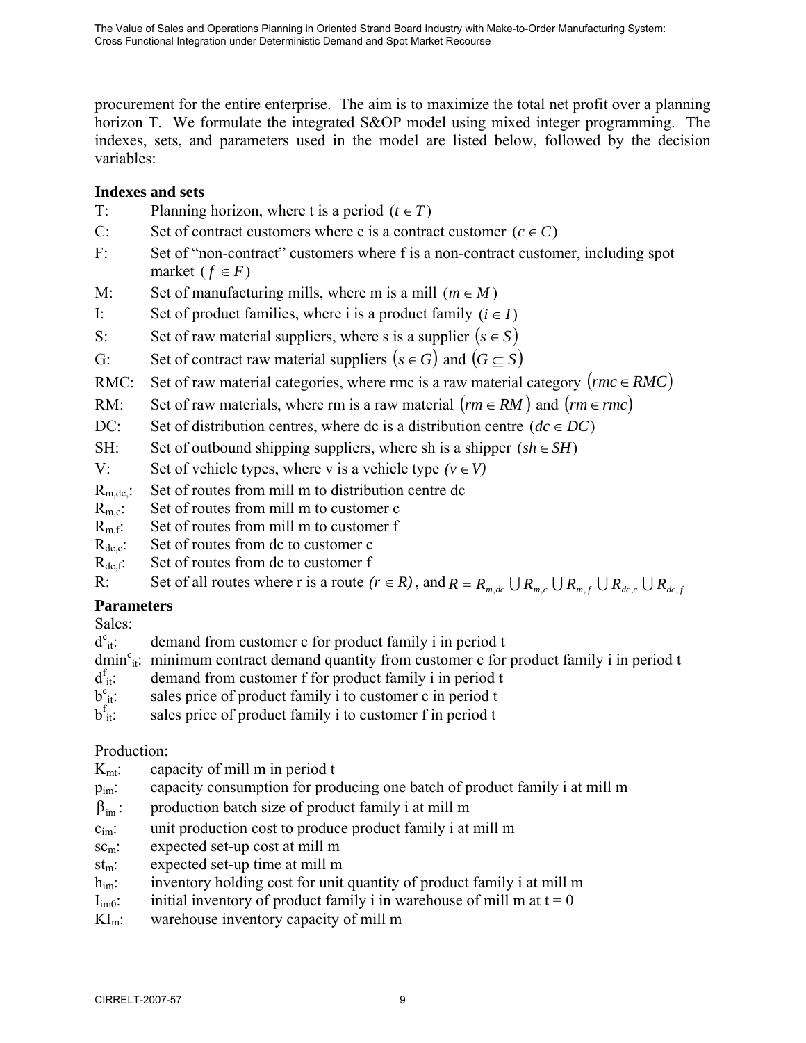procurement for the entire enterprise. The aim is to maximize the total net profit over a planning horizon T. We formulate the integrated S&OP model using mixed integer programming. The indexes, sets, and parameters used in the model are listed below, followed by the decision variables:

**Indexes and sets**

- T: Planning horizon, where t is a period $(t \in T)$
- C: Set of contract customers where c is a contract customer $(c \in C)$
- F: Set of "non-contract" customers where f is a non-contract customer, including spot market $(f \in F)$
- M: Set of manufacturing mills, where m is a mill $(m \in M)$
- I: Set of product families, where i is a product family $(i \in I)$
- S: Set of raw material suppliers, where s is a supplier $(s \in S)$
- G: Set of contract raw material suppliers $(s \in G)$ and $(G \subseteq S)$
- RMC: Set of raw material categories, where rmc is a raw material category $(rmc \in RMC)$
- RM: Set of raw materials, where rm is a raw material $(rm \in RM)$ and $(rm \in rmc)$
- DC: Set of distribution centres, where dc is a distribution centre $(dc \in DC)$
- SH: Set of outbound shipping suppliers, where sh is a shipper $(sh \in SH)$
- V: Set of vehicle types, where v is a vehicle type $(v \in V)$
- $R_{m,dc}$: Set of routes from mill m to distribution centre dc
- $R_{m,c}$: Set of routes from mill m to customer c
- $R_{m,f}$: Set of routes from mill m to customer f
- $R_{dc,c}$: Set of routes from dc to customer c
- $R_{dc,f}$: Set of routes from dc to customer f
- R: Set of all routes where r is a route $(r \in R)$, and $R = R_{m,dc} \cup R_{m,c} \cup R_{m,f} \cup R_{dc,c} \cup R_{dc,f}$

**Parameters**

Sales:

- $d^{c}_{it}$: demand from customer c for product family i in period t
- $dmin^{c}_{it}$: minimum contract demand quantity from customer c for product family i in period t
- $d^{f}_{it}$: demand from customer f for product family i in period t
- $b^{c}_{it}$: sales price of product family i to customer c in period t
- $b^{f}_{it}$: sales price of product family i to customer f in period t

Production:

- $K_{mt}$: capacity of mill m in period t
- $p_{im}$: capacity consumption for producing one batch of product family i at mill m
- $\beta_{im}$: production batch size of product family i at mill m
- $c_{im}$: unit production cost to produce product family i at mill m
- $sc_m$: expected set-up cost at mill m
- $st_m$: expected set-up time at mill m
- $h_{im}$: inventory holding cost for unit quantity of product family i at mill m
- $I_{im0}$: initial inventory of product family i in warehouse of mill m at t = 0
- $KI_m$: warehouse inventory capacity of mill m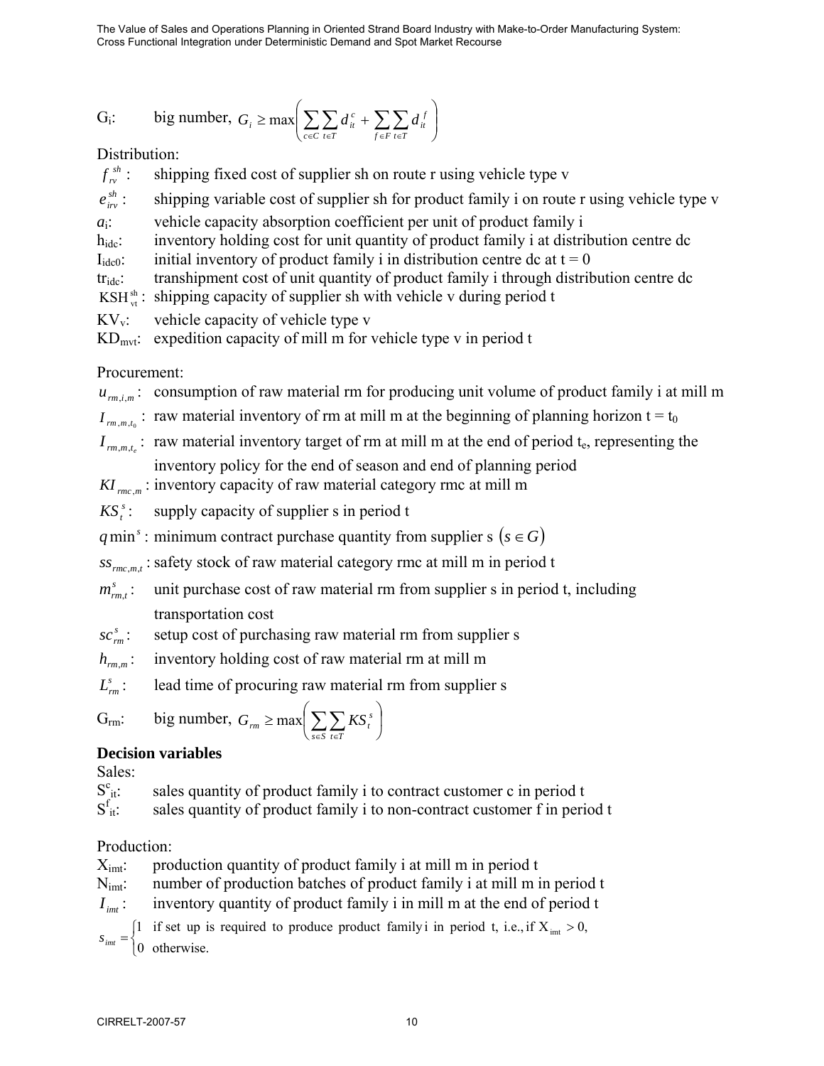$G_i$: big number, $G_i \geq \max\left(\sum_{c \in C}\sum_{t \in T} d_{it}^{c} + \sum_{f \in F}\sum_{t \in T} d_{it}^{f}\right)$

Distribution:

$f_{rv}^{sh}$ : shipping fixed cost of supplier sh on route r using vehicle type v

$e_{irv}^{sh}$ : shipping variable cost of supplier sh for product family i on route r using vehicle type v

$a_i$: vehicle capacity absorption coefficient per unit of product family i

$h_{idc}$: inventory holding cost for unit quantity of product family i at distribution centre dc

$I_{idc0}$: initial inventory of product family i in distribution centre dc at t = 0

$tr_{idc}$: transhipment cost of unit quantity of product family i through distribution centre dc

$KSH_{vt}^{sh}$ : shipping capacity of supplier sh with vehicle v during period t

$KV_v$: vehicle capacity of vehicle type v

$KD_{mvt}$: expedition capacity of mill m for vehicle type v in period t

Procurement:

$u_{rm,i,m}$ : consumption of raw material rm for producing unit volume of product family i at mill m

$I_{rm,m,t_0}$ : raw material inventory of rm at mill m at the beginning of planning horizon t = $t_0$

$I_{rm,m,t_e}$ : raw material inventory target of rm at mill m at the end of period $t_e$, representing the inventory policy for the end of season and end of planning period

$KI_{rmc,m}$ : inventory capacity of raw material category rmc at mill m

$KS_t^s$: supply capacity of supplier s in period t

$q\min^s$ : minimum contract purchase quantity from supplier s $(s \in G)$

$ss_{rmc,m,t}$ : safety stock of raw material category rmc at mill m in period t

$m_{rm,t}^s$: unit purchase cost of raw material rm from supplier s in period t, including transportation cost

$sc_{rm}^s$: setup cost of purchasing raw material rm from supplier s

$h_{rm,m}$: inventory holding cost of raw material rm at mill m

$L_{rm}^s$: lead time of procuring raw material rm from supplier s

$G_{rm}$: big number, $G_{rm} \geq \max\left(\sum_{s \in S}\sum_{t \in T} KS_t^s\right)$

**Decision variables**

Sales:

$S_{it}^c$: sales quantity of product family i to contract customer c in period t

$S_{it}^f$: sales quantity of product family i to non-contract customer f in period t

Production:

$X_{imt}$: production quantity of product family i at mill m in period t

$N_{imt}$: number of production batches of product family i at mill m in period t

$I_{imt}$ : inventory quantity of product family i in mill m at the end of period t

$$s_{imt} = \begin{cases} 1 & \text{if set up is required to produce product family i in period t, i.e., if } X_{imt} > 0, \\ 0 & \text{otherwise.} \end{cases}$$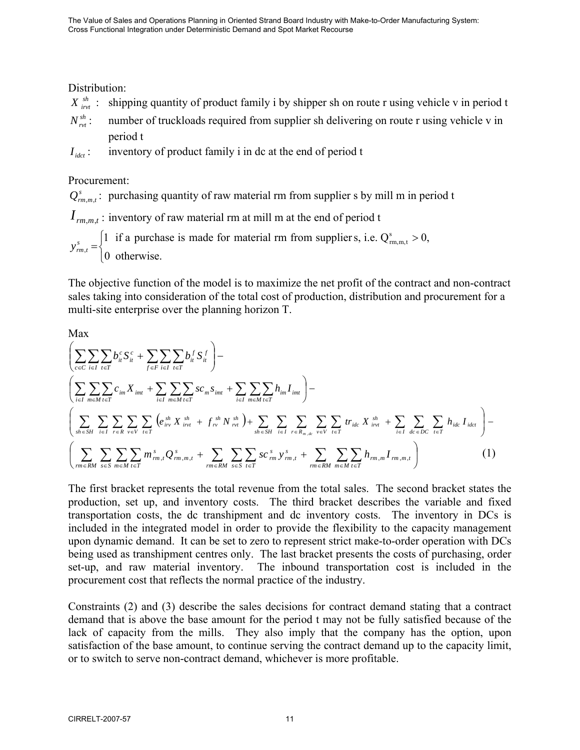Distribution:

$X_{irvt}^{sh}$ : shipping quantity of product family i by shipper sh on route r using vehicle v in period t

$N_{rvt}^{sh}$ : number of truckloads required from supplier sh delivering on route r using vehicle v in period t

$I_{idct}$ : inventory of product family i in dc at the end of period t

Procurement:

$Q_{rm,m,t}^{s}$ : purchasing quantity of raw material rm from supplier s by mill m in period t

$I_{rm,m,t}$ : inventory of raw material rm at mill m at the end of period t

$$y_{rm,t}^{s} = \begin{cases} 1 & \text{if a purchase is made for material rm from supplier s, i.e. } Q_{rm,m,t}^{s} > 0, \\ 0 & \text{otherwise.} \end{cases}$$

The objective function of the model is to maximize the net profit of the contract and non-contract sales taking into consideration of the total cost of production, distribution and procurement for a multi-site enterprise over the planning horizon T.

$$\begin{aligned}
\text{Max} \\
&\left( \sum_{c \in C} \sum_{i \in I} \sum_{t \in T} b_{it}^{c} S_{it}^{c} + \sum_{f \in F} \sum_{i \in I} \sum_{t \in T} b_{it}^{f} S_{it}^{f} \right) - \\
&\left( \sum_{i \in I} \sum_{m \in M} \sum_{t \in T} c_{im} X_{imt} + \sum_{i \in I} \sum_{m \in M} \sum_{t \in T} sc_{m} s_{imt} + \sum_{i \in I} \sum_{m \in M} \sum_{t \in T} h_{im} I_{imt} \right) - \\
&\left( \sum_{sh \in SH} \sum_{i \in I} \sum_{r \in R} \sum_{v \in V} \sum_{t \in T} \left( e_{irv}^{sh} X_{irvt}^{sh} + f_{rv}^{sh} N_{rvt}^{sh} \right) + \sum_{sh \in SH} \sum_{i \in I} \sum_{r \in R_{m,dc}} \sum_{v \in V} \sum_{t \in T} tr_{idc} X_{irvt}^{sh} + \sum_{i \in I} \sum_{dc \in DC} \sum_{t \in T} h_{idc} I_{idct} \right) - \\
&\left( \sum_{rm \in RM} \sum_{s \in S} \sum_{m \in M} \sum_{t \in T} m_{rm,t}^{s} Q_{rm,m,t}^{s} + \sum_{rm \in RM} \sum_{s \in S} \sum_{t \in T} sc_{rm}^{s} y_{rm,t}^{s} + \sum_{rm \in RM} \sum_{m \in M} \sum_{t \in T} h_{rm,m} I_{rm,m,t} \right) \qquad (1)
\end{aligned}$$

The first bracket represents the total revenue from the total sales. The second bracket states the production, set up, and inventory costs. The third bracket describes the variable and fixed transportation costs, the dc transhipment and dc inventory costs. The inventory in DCs is included in the integrated model in order to provide the flexibility to the capacity management upon dynamic demand. It can be set to zero to represent strict make-to-order operation with DCs being used as transhipment centres only. The last bracket presents the costs of purchasing, order set-up, and raw material inventory. The inbound transportation cost is included in the procurement cost that reflects the normal practice of the industry.

Constraints (2) and (3) describe the sales decisions for contract demand stating that a contract demand that is above the base amount for the period t may not be fully satisfied because of the lack of capacity from the mills. They also imply that the company has the option, upon satisfaction of the base amount, to continue serving the contract demand up to the capacity limit, or to switch to serve non-contract demand, whichever is more profitable.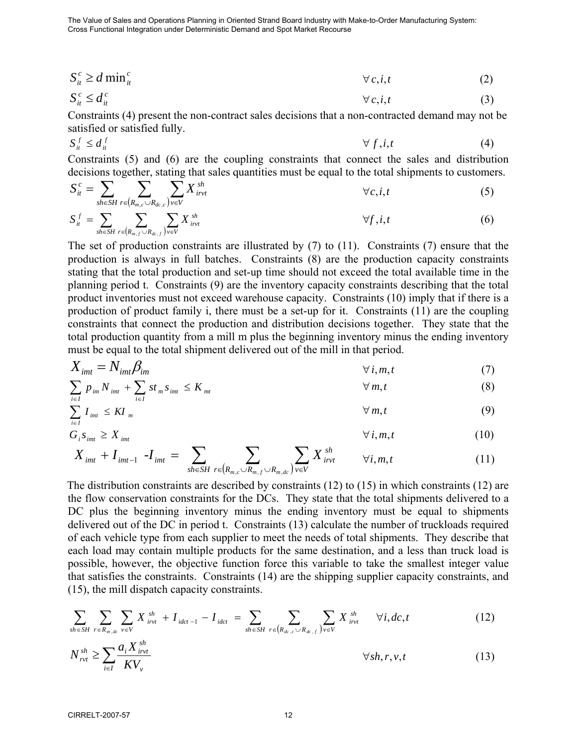$$S_{it}^{c} \geq d\min_{it}^{c} \qquad \forall c,i,t \qquad (2)$$

$$S_{it}^{c} \leq d_{it}^{c} \qquad \forall c,i,t \qquad (3)$$

Constraints (4) present the non-contract sales decisions that a non-contracted demand may not be satisfied or satisfied fully.

$$S_{it}^{f} \leq d_{it}^{f} \qquad \forall f,i,t \qquad (4)$$

Constraints (5) and (6) are the coupling constraints that connect the sales and distribution decisions together, stating that sales quantities must be equal to the total shipments to customers.

$$S_{it}^{c} = \sum_{sh \in SH} \sum_{r \in (R_{m,c} \cup R_{dc,c})} \sum_{v \in V} X_{irvt}^{sh} \qquad \forall c,i,t \qquad (5)$$

$$S_{it}^{f} = \sum_{sh \in SH} \sum_{r \in (R_{m,f} \cup R_{dc,f})} \sum_{v \in V} X_{irvt}^{sh} \qquad \forall f,i,t \qquad (6)$$

The set of production constraints are illustrated by (7) to (11). Constraints (7) ensure that the production is always in full batches. Constraints (8) are the production capacity constraints stating that the total production and set-up time should not exceed the total available time in the planning period t. Constraints (9) are the inventory capacity constraints describing that the total product inventories must not exceed warehouse capacity. Constraints (10) imply that if there is a production of product family i, there must be a set-up for it. Constraints (11) are the coupling constraints that connect the production and distribution decisions together. They state that the total production quantity from a mill m plus the beginning inventory minus the ending inventory must be equal to the total shipment delivered out of the mill in that period.

$$X_{imt} = N_{imt}\beta_{im} \qquad \forall i,m,t \qquad (7)$$

$$\sum_{i \in I} p_{im} N_{imt} + \sum_{i \in I} st_{m} s_{imt} \leq K_{mt} \qquad \forall m,t \qquad (8)$$

$$\sum_{i \in I} I_{imt} \leq KI_{m} \qquad \forall m,t \qquad (9)$$

$$G_{i} s_{imt} \geq X_{imt} \qquad \forall i,m,t \qquad (10)$$

$$X_{imt} + I_{imt-1} - I_{imt} = \sum_{sh \in SH} \sum_{r \in (R_{m,c} \cup R_{m,f} \cup R_{m,dc})} \sum_{v \in V} X_{irvt}^{sh} \qquad \forall i,m,t \qquad (11)$$

The distribution constraints are described by constraints (12) to (15) in which constraints (12) are the flow conservation constraints for the DCs. They state that the total shipments delivered to a DC plus the beginning inventory minus the ending inventory must be equal to shipments delivered out of the DC in period t. Constraints (13) calculate the number of truckloads required of each vehicle type from each supplier to meet the needs of total shipments. They describe that each load may contain multiple products for the same destination, and a less than truck load is possible, however, the objective function force this variable to take the smallest integer value that satisfies the constraints. Constraints (14) are the shipping supplier capacity constraints, and (15), the mill dispatch capacity constraints.

$$\sum_{sh \in SH} \sum_{r \in R_{m,dc}} \sum_{v \in V} X_{irvt}^{sh} + I_{idct-1} - I_{idct} = \sum_{sh \in SH} \sum_{r \in (R_{dc,c} \cup R_{dc,f})} \sum_{v \in V} X_{irvt}^{sh} \qquad \forall i,dc,t \qquad (12)$$

$$N_{rvt}^{sh} \geq \sum_{i \in I} \frac{a_{i} X_{irvt}^{sh}}{KV_{v}} \qquad \forall sh,r,v,t \qquad (13)$$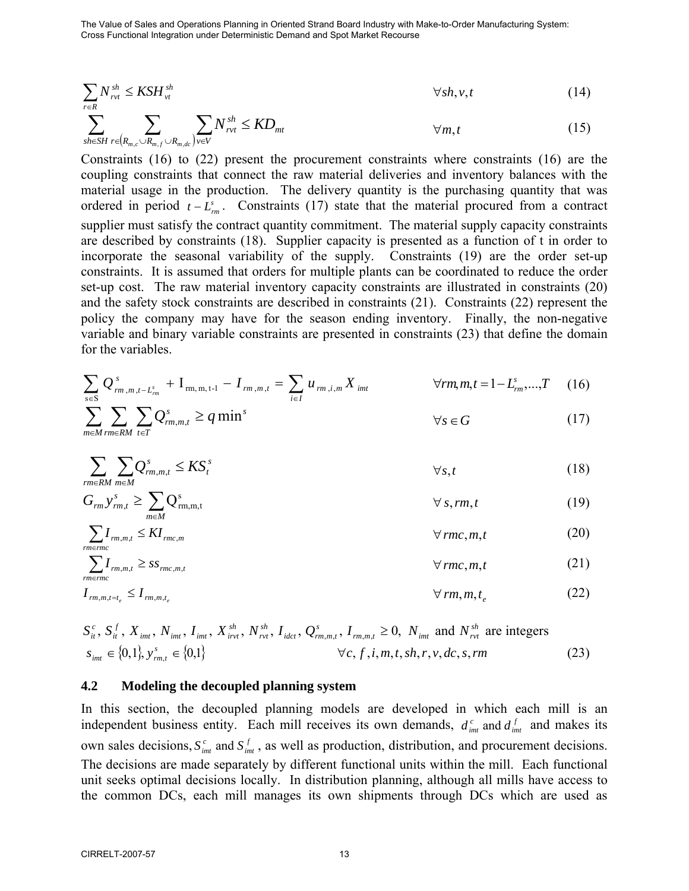$$\sum_{r \in R} N_{rvt}^{sh} \leq KSH_{vt}^{sh} \qquad \forall sh, v, t \qquad (14)$$

$$\sum_{sh \in SH} \sum_{r \in \left(R_{m,c} \cup R_{m,f} \cup R_{m,dc}\right)} \sum_{v \in V} N_{rvt}^{sh} \leq KD_{mt} \qquad \forall m, t \qquad (15)$$

Constraints (16) to (22) present the procurement constraints where constraints (16) are the coupling constraints that connect the raw material deliveries and inventory balances with the material usage in the production. The delivery quantity is the purchasing quantity that was ordered in period $t - L_{rm}^{s}$. Constraints (17) state that the material procured from a contract supplier must satisfy the contract quantity commitment. The material supply capacity constraints are described by constraints (18). Supplier capacity is presented as a function of t in order to incorporate the seasonal variability of the supply. Constraints (19) are the order set-up constraints. It is assumed that orders for multiple plants can be coordinated to reduce the order set-up cost. The raw material inventory capacity constraints are illustrated in constraints (20) and the safety stock constraints are described in constraints (21). Constraints (22) represent the policy the company may have for the season ending inventory. Finally, the non-negative variable and binary variable constraints are presented in constraints (23) that define the domain for the variables.

$$\sum_{s \in S} Q_{rm,m,t-L_{rm}^{s}}^{s} + I_{rm,m,t-1} - I_{rm,m,t} = \sum_{i \in I} u_{rm,i,m} X_{imt} \qquad \forall rm, m, t = 1 - L_{rm}^{s}, ..., T \qquad (16)$$

$$\sum_{m \in M} \sum_{rm \in RM} \sum_{t \in T} Q_{rm,m,t}^{s} \geq q\min^{s} \qquad \forall s \in G \qquad (17)$$

$$\sum_{rm \in RM} \sum_{m \in M} Q_{rm,m,t}^{s} \leq KS_{t}^{s} \qquad \forall s, t \qquad (18)$$

$$G_{rm} y_{rm,t}^{s} \geq \sum_{m \in M} Q_{rm,m,t}^{s} \qquad \forall s, rm, t \qquad (19)$$

$$\sum_{rm \in rmc} I_{rm,m,t} \leq KI_{rmc,m} \qquad \forall rmc, m, t \qquad (20)$$

$$\sum_{rm \in rmc} I_{rm,m,t} \geq ss_{rmc,m,t} \qquad \forall rmc, m, t \qquad (21)$$

$$I_{rm,m,t=t_{e}} \leq I_{rm,m,t_{e}} \qquad \forall rm, m, t_{e} \qquad (22)$$

$$S_{it}^{c}, S_{it}^{f}, X_{imt}, N_{imt}, I_{imt}, X_{irvt}^{sh}, N_{rvt}^{sh}, I_{idct}, Q_{rm,m,t}^{s}, I_{rm,m,t} \geq 0, \; N_{imt} \text{ and } N_{rvt}^{sh} \text{ are integers}$$
$$s_{imt} \in \{0,1\}, y_{rm,t}^{s} \in \{0,1\} \qquad \forall c, f, i, m, t, sh, r, v, dc, s, rm \qquad (23)$$

## 4.2 Modeling the decoupled planning system

In this section, the decoupled planning models are developed in which each mill is an independent business entity. Each mill receives its own demands, $d_{imt}^{c}$ and $d_{imt}^{f}$ and makes its own sales decisions, $S_{imt}^{c}$ and $S_{imt}^{f}$, as well as production, distribution, and procurement decisions. The decisions are made separately by different functional units within the mill. Each functional unit seeks optimal decisions locally. In distribution planning, although all mills have access to the common DCs, each mill manages its own shipments through DCs which are used as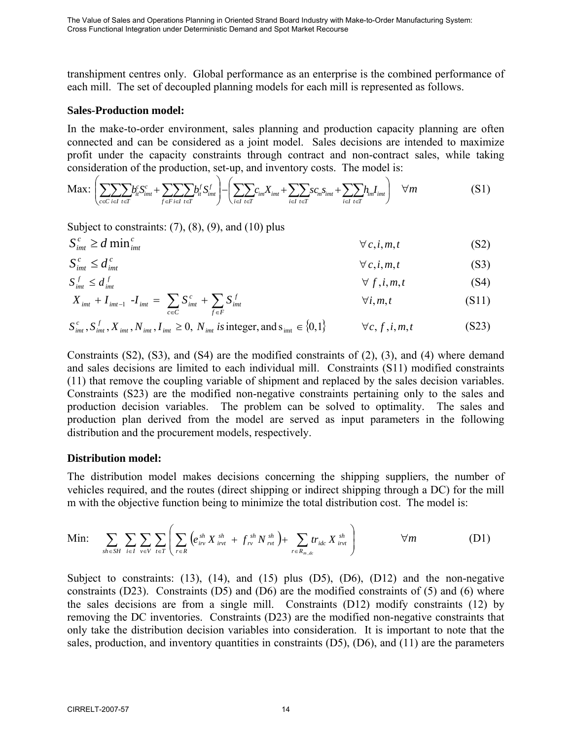transhipment centres only. Global performance as an enterprise is the combined performance of each mill. The set of decoupled planning models for each mill is represented as follows.

**Sales-Production model:**

In the make-to-order environment, sales planning and production capacity planning are often connected and can be considered as a joint model. Sales decisions are intended to maximize profit under the capacity constraints through contract and non-contract sales, while taking consideration of the production, set-up, and inventory costs. The model is:

$$\text{Max: } \left( \sum_{c\in C}\sum_{i\in I}\sum_{t\in T} b_{it}^{c} S_{imt}^{c} + \sum_{f\in F}\sum_{i\in I}\sum_{t\in T} b_{it}^{f} S_{imt}^{f} \right) - \left( \sum_{i\in I}\sum_{t\in T} c_{im} X_{imt} + \sum_{i\in I}\sum_{t\in T} sc_{m} s_{imt} + \sum_{i\in I}\sum_{t\in T} h_{im} I_{imt} \right) \quad \forall m \tag{S1}$$

Subject to constraints: (7), (8), (9), and (10) plus

$$S_{imt}^{c} \geq d\min_{imt}^{c} \qquad \forall c,i,m,t \tag{S2}$$

$$S_{imt}^{c} \leq d_{imt}^{c} \qquad \forall c,i,m,t \tag{S3}$$

$$S_{imt}^{f} \leq d_{imt}^{f} \qquad \forall f,i,m,t \tag{S4}$$

$$X_{imt} + I_{imt-1} - I_{imt} = \sum_{c\in C} S_{imt}^{c} + \sum_{f\in F} S_{imt}^{f} \qquad \forall i,m,t \tag{S11}$$

$$S_{imt}^{c}, S_{imt}^{f}, X_{imt}, N_{imt}, I_{imt} \geq 0,\ N_{imt} \text{ is integer, and } s_{imt} \in \{0,1\} \qquad \forall c,f,i,m,t \tag{S23}$$

Constraints (S2), (S3), and (S4) are the modified constraints of (2), (3), and (4) where demand and sales decisions are limited to each individual mill. Constraints (S11) modified constraints (11) that remove the coupling variable of shipment and replaced by the sales decision variables. Constraints (S23) are the modified non-negative constraints pertaining only to the sales and production decision variables. The problem can be solved to optimality. The sales and production plan derived from the model are served as input parameters in the following distribution and the procurement models, respectively.

**Distribution model:**

The distribution model makes decisions concerning the shipping suppliers, the number of vehicles required, and the routes (direct shipping or indirect shipping through a DC) for the mill m with the objective function being to minimize the total distribution cost. The model is:

$$\text{Min: } \sum_{sh\in SH}\sum_{i\in I}\sum_{v\in V}\sum_{t\in T}\left( \sum_{r\in R}\left( e_{irv}^{sh} X_{irvt}^{sh} + f_{rv}^{sh} N_{rvt}^{sh} \right) + \sum_{r\in R_{m,dc}} tr_{idc} X_{irvt}^{sh} \right) \qquad \forall m \tag{D1}$$

Subject to constraints: (13), (14), and (15) plus (D5), (D6), (D12) and the non-negative constraints (D23). Constraints (D5) and (D6) are the modified constraints of (5) and (6) where the sales decisions are from a single mill. Constraints (D12) modify constraints (12) by removing the DC inventories. Constraints (D23) are the modified non-negative constraints that only take the distribution decision variables into consideration. It is important to note that the sales, production, and inventory quantities in constraints (D5), (D6), and (11) are the parameters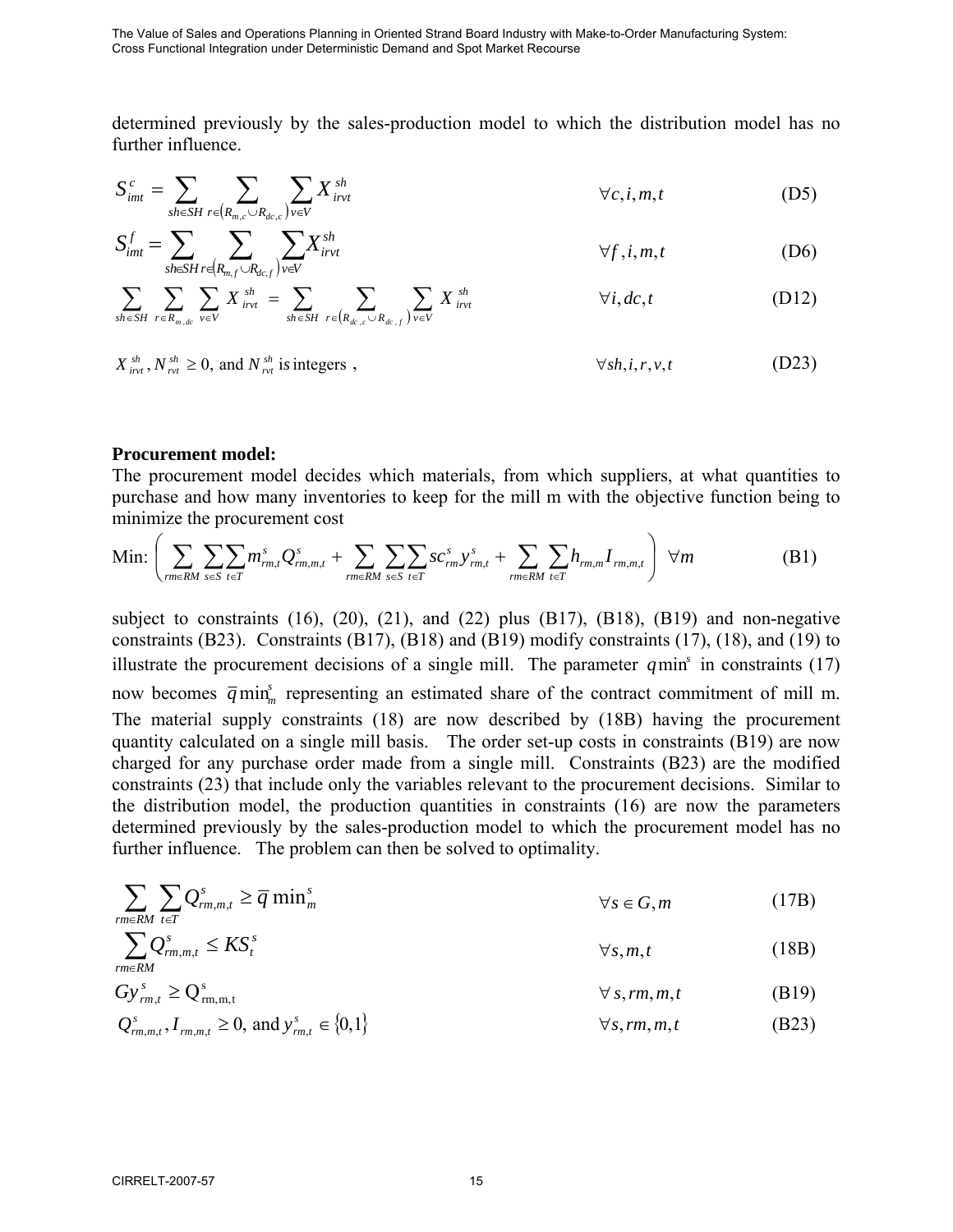determined previously by the sales-production model to which the distribution model has no further influence.

$$S^{c}_{imt} = \sum_{sh \in SH} \sum_{r \in \left(R_{m,c} \cup R_{dc,c}\right)} \sum_{v \in V} X^{sh}_{irvt} \qquad \forall c, i, m, t \qquad \text{(D5)}$$

$$S^{f}_{imt} = \sum_{sh \in SH} \sum_{r \in \left(R_{m,f} \cup R_{dc,f}\right)} \sum_{v \in V} X^{sh}_{irvt} \qquad \forall f, i, m, t \qquad \text{(D6)}$$

$$\sum_{sh \in SH} \sum_{r \in R_{m,dc}} \sum_{v \in V} X^{sh}_{irvt} = \sum_{sh \in SH} \sum_{r \in \left(R_{dc,c} \cup R_{dc,f}\right)} \sum_{v \in V} X^{sh}_{irvt} \qquad \forall i, dc, t \qquad \text{(D12)}$$

$$X^{sh}_{irvt}, N^{sh}_{rvt} \geq 0, \text{ and } N^{sh}_{rvt} \text{ is integers }, \qquad \forall sh, i, r, v, t \qquad \text{(D23)}$$

**Procurement model:**

The procurement model decides which materials, from which suppliers, at what quantities to purchase and how many inventories to keep for the mill m with the objective function being to minimize the procurement cost

$$\text{Min: } \left( \sum_{rm \in RM} \sum_{s \in S} \sum_{t \in T} m^{s}_{rm,t} Q^{s}_{rm,m,t} + \sum_{rm \in RM} \sum_{s \in S} \sum_{t \in T} sc^{s}_{rm} y^{s}_{rm,t} + \sum_{rm \in RM} \sum_{t \in T} h_{rm,m} I_{rm,m,t} \right) \quad \forall m \qquad \text{(B1)}$$

subject to constraints (16), (20), (21), and (22) plus (B17), (B18), (B19) and non-negative constraints (B23). Constraints (B17), (B18) and (B19) modify constraints (17), (18), and (19) to illustrate the procurement decisions of a single mill. The parameter $q\min^{s}$ in constraints (17) now becomes $\bar{q}\min^{s}_{m}$ representing an estimated share of the contract commitment of mill m. The material supply constraints (18) are now described by (18B) having the procurement quantity calculated on a single mill basis. The order set-up costs in constraints (B19) are now charged for any purchase order made from a single mill. Constraints (B23) are the modified constraints (23) that include only the variables relevant to the procurement decisions. Similar to the distribution model, the production quantities in constraints (16) are now the parameters determined previously by the sales-production model to which the procurement model has no further influence. The problem can then be solved to optimality.

$$\sum_{rm \in RM} \sum_{t \in T} Q^{s}_{rm,m,t} \geq \bar{q} \min^{s}_{m} \qquad \forall s \in G, m \qquad \text{(17B)}$$

$$\sum_{rm \in RM} Q^{s}_{rm,m,t} \leq KS^{s}_{t} \qquad \forall s, m, t \qquad \text{(18B)}$$

$$G y^{s}_{rm,t} \geq Q^{s}_{rm,m,t} \qquad \forall s, rm, m, t \qquad \text{(B19)}$$

$$Q^{s}_{rm,m,t}, I_{rm,m,t} \geq 0, \text{ and } y^{s}_{rm,t} \in \{0,1\} \qquad \forall s, rm, m, t \qquad \text{(B23)}$$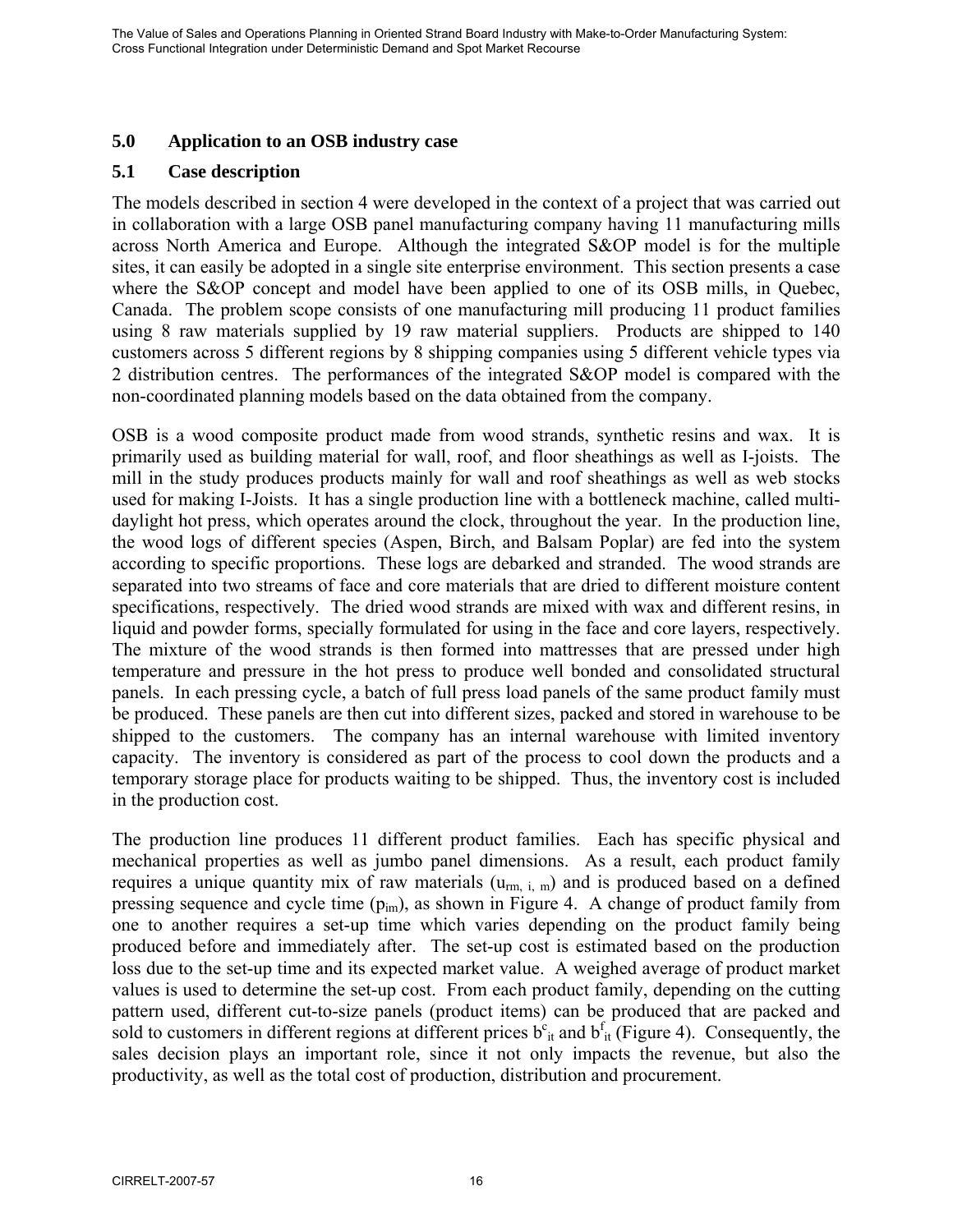## 5.0 Application to an OSB industry case

### 5.1 Case description

The models described in section 4 were developed in the context of a project that was carried out in collaboration with a large OSB panel manufacturing company having 11 manufacturing mills across North America and Europe. Although the integrated S&OP model is for the multiple sites, it can easily be adopted in a single site enterprise environment. This section presents a case where the S&OP concept and model have been applied to one of its OSB mills, in Quebec, Canada. The problem scope consists of one manufacturing mill producing 11 product families using 8 raw materials supplied by 19 raw material suppliers. Products are shipped to 140 customers across 5 different regions by 8 shipping companies using 5 different vehicle types via 2 distribution centres. The performances of the integrated S&OP model is compared with the non-coordinated planning models based on the data obtained from the company.

OSB is a wood composite product made from wood strands, synthetic resins and wax. It is primarily used as building material for wall, roof, and floor sheathings as well as I-joists. The mill in the study produces products mainly for wall and roof sheathings as well as web stocks used for making I-Joists. It has a single production line with a bottleneck machine, called multi-daylight hot press, which operates around the clock, throughout the year. In the production line, the wood logs of different species (Aspen, Birch, and Balsam Poplar) are fed into the system according to specific proportions. These logs are debarked and stranded. The wood strands are separated into two streams of face and core materials that are dried to different moisture content specifications, respectively. The dried wood strands are mixed with wax and different resins, in liquid and powder forms, specially formulated for using in the face and core layers, respectively. The mixture of the wood strands is then formed into mattresses that are pressed under high temperature and pressure in the hot press to produce well bonded and consolidated structural panels. In each pressing cycle, a batch of full press load panels of the same product family must be produced. These panels are then cut into different sizes, packed and stored in warehouse to be shipped to the customers. The company has an internal warehouse with limited inventory capacity. The inventory is considered as part of the process to cool down the products and a temporary storage place for products waiting to be shipped. Thus, the inventory cost is included in the production cost.

The production line produces 11 different product families. Each has specific physical and mechanical properties as well as jumbo panel dimensions. As a result, each product family requires a unique quantity mix of raw materials ($u_{rm,\ i,\ m}$) and is produced based on a defined pressing sequence and cycle time ($p_{im}$), as shown in Figure 4. A change of product family from one to another requires a set-up time which varies depending on the product family being produced before and immediately after. The set-up cost is estimated based on the production loss due to the set-up time and its expected market value. A weighed average of product market values is used to determine the set-up cost. From each product family, depending on the cutting pattern used, different cut-to-size panels (product items) can be produced that are packed and sold to customers in different regions at different prices $b^c_{it}$ and $b^f_{it}$ (Figure 4). Consequently, the sales decision plays an important role, since it not only impacts the revenue, but also the productivity, as well as the total cost of production, distribution and procurement.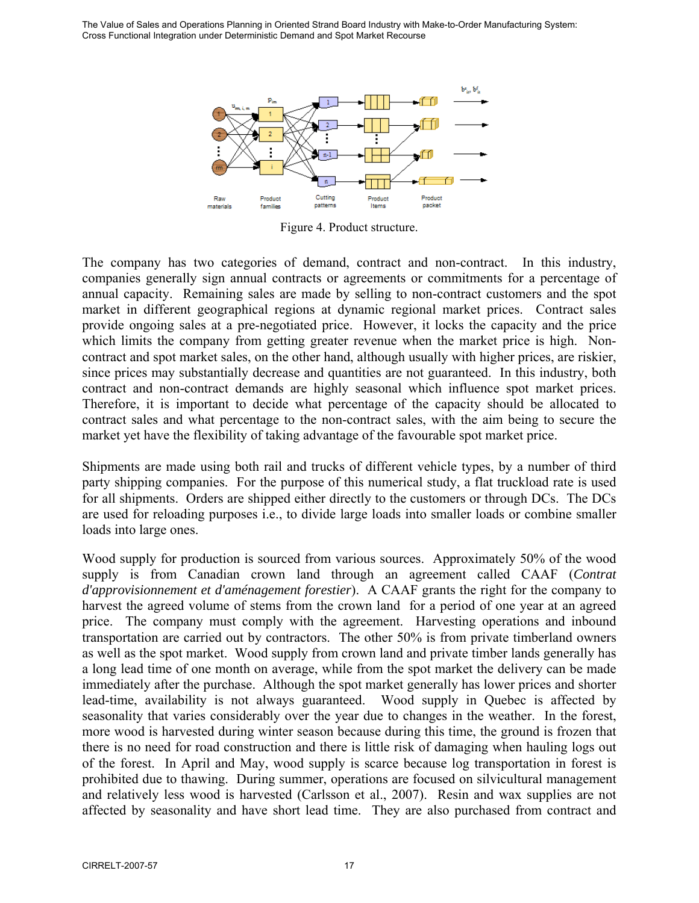Figure 4. Product structure.

The company has two categories of demand, contract and non-contract. In this industry, companies generally sign annual contracts or agreements or commitments for a percentage of annual capacity. Remaining sales are made by selling to non-contract customers and the spot market in different geographical regions at dynamic regional market prices. Contract sales provide ongoing sales at a pre-negotiated price. However, it locks the capacity and the price which limits the company from getting greater revenue when the market price is high. Non-contract and spot market sales, on the other hand, although usually with higher prices, are riskier, since prices may substantially decrease and quantities are not guaranteed. In this industry, both contract and non-contract demands are highly seasonal which influence spot market prices. Therefore, it is important to decide what percentage of the capacity should be allocated to contract sales and what percentage to the non-contract sales, with the aim being to secure the market yet have the flexibility of taking advantage of the favourable spot market price.

Shipments are made using both rail and trucks of different vehicle types, by a number of third party shipping companies. For the purpose of this numerical study, a flat truckload rate is used for all shipments. Orders are shipped either directly to the customers or through DCs. The DCs are used for reloading purposes i.e., to divide large loads into smaller loads or combine smaller loads into large ones.

Wood supply for production is sourced from various sources. Approximately 50% of the wood supply is from Canadian crown land through an agreement called CAAF (*Contrat d'approvisionnement et d'aménagement forestier*). A CAAF grants the right for the company to harvest the agreed volume of stems from the crown land for a period of one year at an agreed price. The company must comply with the agreement. Harvesting operations and inbound transportation are carried out by contractors. The other 50% is from private timberland owners as well as the spot market. Wood supply from crown land and private timber lands generally has a long lead time of one month on average, while from the spot market the delivery can be made immediately after the purchase. Although the spot market generally has lower prices and shorter lead-time, availability is not always guaranteed. Wood supply in Quebec is affected by seasonality that varies considerably over the year due to changes in the weather. In the forest, more wood is harvested during winter season because during this time, the ground is frozen that there is no need for road construction and there is little risk of damaging when hauling logs out of the forest. In April and May, wood supply is scarce because log transportation in forest is prohibited due to thawing. During summer, operations are focused on silvicultural management and relatively less wood is harvested (Carlsson et al., 2007). Resin and wax supplies are not affected by seasonality and have short lead time. They are also purchased from contract and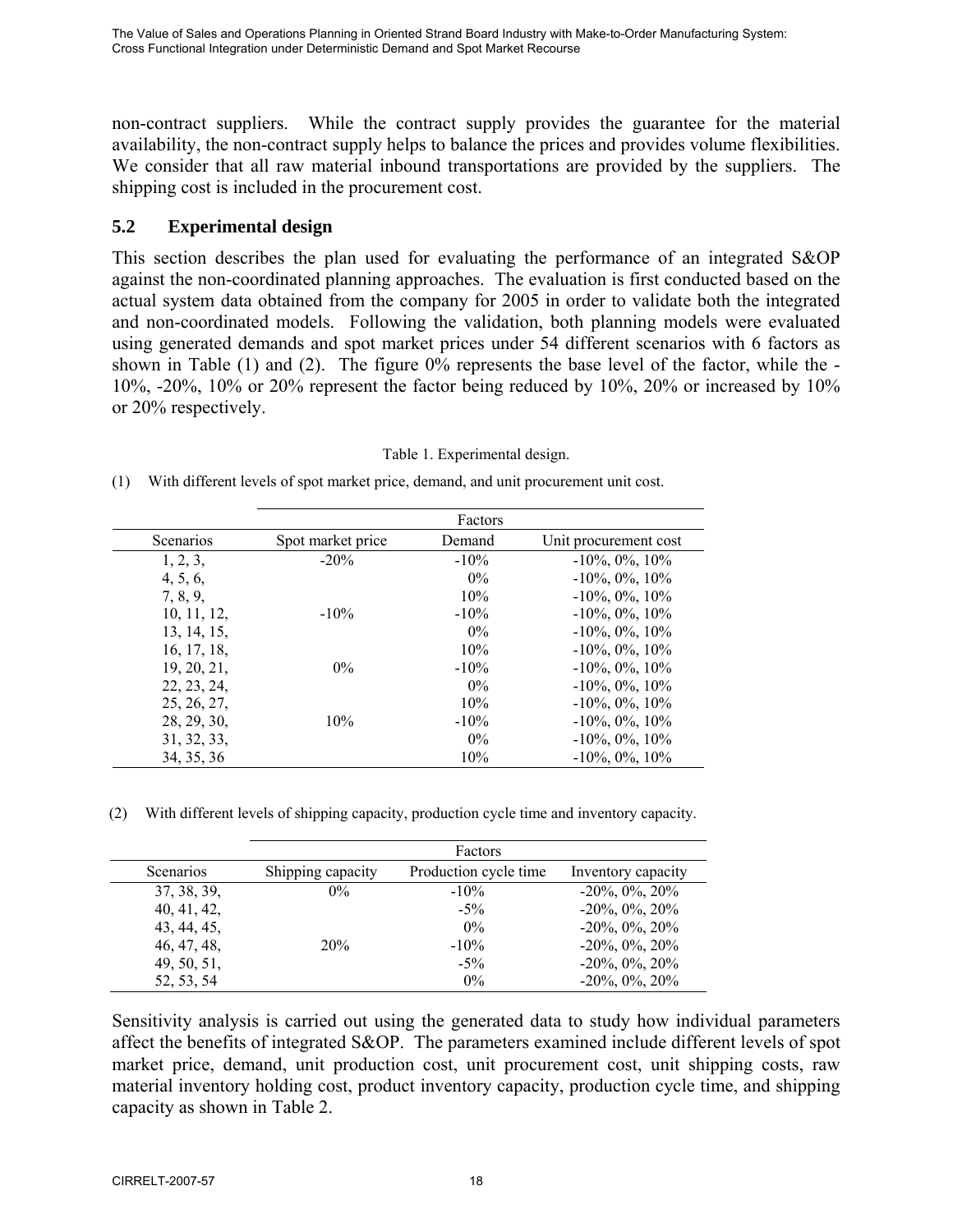non-contract suppliers. While the contract supply provides the guarantee for the material availability, the non-contract supply helps to balance the prices and provides volume flexibilities. We consider that all raw material inbound transportations are provided by the suppliers. The shipping cost is included in the procurement cost.

## 5.2 Experimental design

This section describes the plan used for evaluating the performance of an integrated S&OP against the non-coordinated planning approaches. The evaluation is first conducted based on the actual system data obtained from the company for 2005 in order to validate both the integrated and non-coordinated models. Following the validation, both planning models were evaluated using generated demands and spot market prices under 54 different scenarios with 6 factors as shown in Table (1) and (2). The figure 0% represents the base level of the factor, while the -10%, -20%, 10% or 20% represent the factor being reduced by 10%, 20% or increased by 10% or 20% respectively.

Table 1. Experimental design.

(1) With different levels of spot market price, demand, and unit procurement unit cost.

| | Factors | | |
|---|---|---|---|
| Scenarios | Spot market price | Demand | Unit procurement cost |
| 1, 2, 3, | -20% | -10% | -10%, 0%, 10% |
| 4, 5, 6, | | 0% | -10%, 0%, 10% |
| 7, 8, 9, | | 10% | -10%, 0%, 10% |
| 10, 11, 12, | -10% | -10% | -10%, 0%, 10% |
| 13, 14, 15, | | 0% | -10%, 0%, 10% |
| 16, 17, 18, | | 10% | -10%, 0%, 10% |
| 19, 20, 21, | 0% | -10% | -10%, 0%, 10% |
| 22, 23, 24, | | 0% | -10%, 0%, 10% |
| 25, 26, 27, | | 10% | -10%, 0%, 10% |
| 28, 29, 30, | 10% | -10% | -10%, 0%, 10% |
| 31, 32, 33, | | 0% | -10%, 0%, 10% |
| 34, 35, 36 | | 10% | -10%, 0%, 10% |

(2) With different levels of shipping capacity, production cycle time and inventory capacity.

| | Factors | | |
|---|---|---|---|
| Scenarios | Shipping capacity | Production cycle time | Inventory capacity |
| 37, 38, 39, | 0% | -10% | -20%, 0%, 20% |
| 40, 41, 42, | | -5% | -20%, 0%, 20% |
| 43, 44, 45, | | 0% | -20%, 0%, 20% |
| 46, 47, 48, | 20% | -10% | -20%, 0%, 20% |
| 49, 50, 51, | | -5% | -20%, 0%, 20% |
| 52, 53, 54 | | 0% | -20%, 0%, 20% |

Sensitivity analysis is carried out using the generated data to study how individual parameters affect the benefits of integrated S&OP. The parameters examined include different levels of spot market price, demand, unit production cost, unit procurement cost, unit shipping costs, raw material inventory holding cost, product inventory capacity, production cycle time, and shipping capacity as shown in Table 2.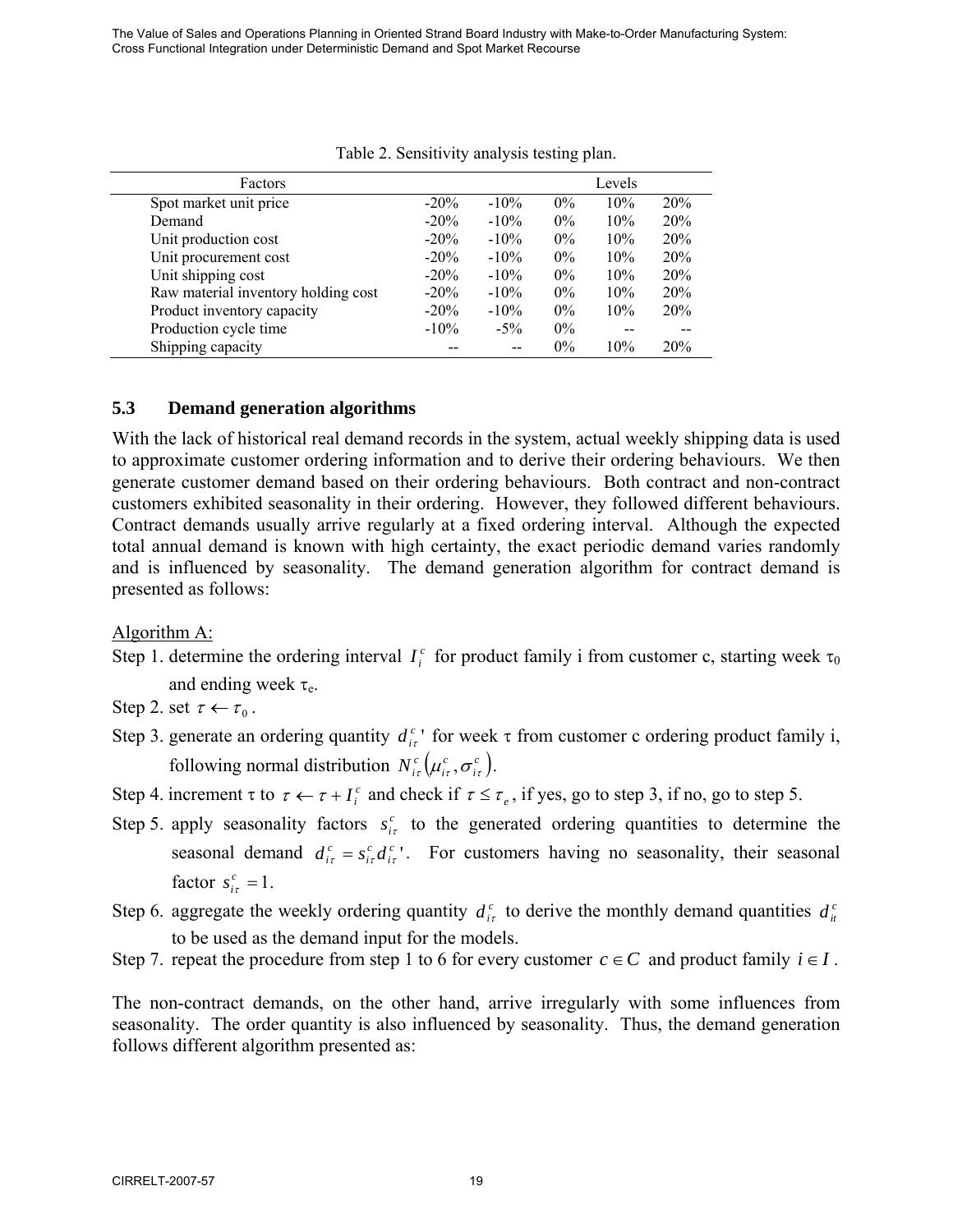Table 2. Sensitivity analysis testing plan.

| Factors | Levels | | | | |
|---|---|---|---|---|---|
| Spot market unit price | -20% | -10% | 0% | 10% | 20% |
| Demand | -20% | -10% | 0% | 10% | 20% |
| Unit production cost | -20% | -10% | 0% | 10% | 20% |
| Unit procurement cost | -20% | -10% | 0% | 10% | 20% |
| Unit shipping cost | -20% | -10% | 0% | 10% | 20% |
| Raw material inventory holding cost | -20% | -10% | 0% | 10% | 20% |
| Product inventory capacity | -20% | -10% | 0% | 10% | 20% |
| Production cycle time | -10% | -5% | 0% | -- | -- |
| Shipping capacity | -- | -- | 0% | 10% | 20% |

### 5.3 Demand generation algorithms

With the lack of historical real demand records in the system, actual weekly shipping data is used to approximate customer ordering information and to derive their ordering behaviours. We then generate customer demand based on their ordering behaviours. Both contract and non-contract customers exhibited seasonality in their ordering. However, they followed different behaviours. Contract demands usually arrive regularly at a fixed ordering interval. Although the expected total annual demand is known with high certainty, the exact periodic demand varies randomly and is influenced by seasonality. The demand generation algorithm for contract demand is presented as follows:

Algorithm A:

Step 1. determine the ordering interval $I_i^c$ for product family i from customer c, starting week $\tau_0$ and ending week $\tau_e$.

Step 2. set $\tau \leftarrow \tau_0$.

Step 3. generate an ordering quantity $d_{i\tau}^{c}{}'$ for week $\tau$ from customer c ordering product family i, following normal distribution $N_{i\tau}^c\left(\mu_{i\tau}^c, \sigma_{i\tau}^c\right)$.

Step 4. increment $\tau$ to $\tau \leftarrow \tau + I_i^c$ and check if $\tau \leq \tau_e$, if yes, go to step 3, if no, go to step 5.

Step 5. apply seasonality factors $s_{i\tau}^c$ to the generated ordering quantities to determine the seasonal demand $d_{i\tau}^c = s_{i\tau}^c d_{i\tau}^{c}{}'$. For customers having no seasonality, their seasonal factor $s_{i\tau}^c = 1$.

Step 6. aggregate the weekly ordering quantity $d_{i\tau}^c$ to derive the monthly demand quantities $d_{it}^c$ to be used as the demand input for the models.

Step 7. repeat the procedure from step 1 to 6 for every customer $c \in C$ and product family $i \in I$.

The non-contract demands, on the other hand, arrive irregularly with some influences from seasonality. The order quantity is also influenced by seasonality. Thus, the demand generation follows different algorithm presented as: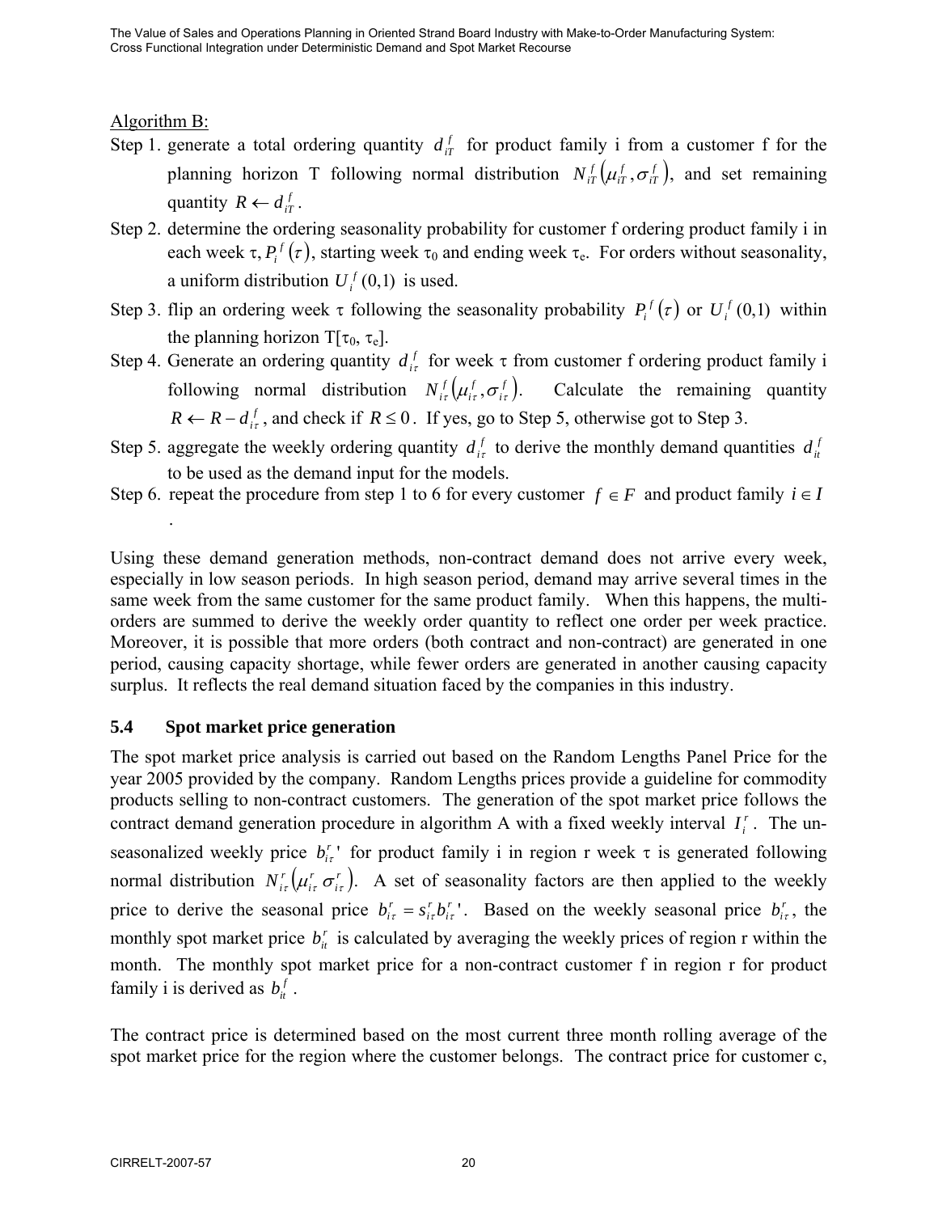Algorithm B:

Step 1. generate a total ordering quantity $d_{iT}^{f}$ for product family i from a customer f for the planning horizon T following normal distribution $N_{iT}^{f}\left(\mu_{iT}^{f}, \sigma_{iT}^{f}\right)$, and set remaining quantity $R \leftarrow d_{iT}^{f}$.

Step 2. determine the ordering seasonality probability for customer f ordering product family i in each week $\tau$, $P_{i}^{f}(\tau)$, starting week $\tau_0$ and ending week $\tau_e$. For orders without seasonality, a uniform distribution $U_{i}^{f}(0,1)$ is used.

Step 3. flip an ordering week $\tau$ following the seasonality probability $P_{i}^{f}(\tau)$ or $U_{i}^{f}(0,1)$ within the planning horizon T[$\tau_0$, $\tau_e$].

Step 4. Generate an ordering quantity $d_{i\tau}^{f}$ for week $\tau$ from customer f ordering product family i following normal distribution $N_{i\tau}^{f}\left(\mu_{i\tau}^{f}, \sigma_{i\tau}^{f}\right)$. Calculate the remaining quantity $R \leftarrow R - d_{i\tau}^{f}$, and check if $R \leq 0$. If yes, go to Step 5, otherwise got to Step 3.

Step 5. aggregate the weekly ordering quantity $d_{i\tau}^{f}$ to derive the monthly demand quantities $d_{it}^{f}$ to be used as the demand input for the models.

Step 6. repeat the procedure from step 1 to 6 for every customer $f \in F$ and product family $i \in I$.

Using these demand generation methods, non-contract demand does not arrive every week, especially in low season periods. In high season period, demand may arrive several times in the same week from the same customer for the same product family. When this happens, the multi-orders are summed to derive the weekly order quantity to reflect one order per week practice. Moreover, it is possible that more orders (both contract and non-contract) are generated in one period, causing capacity shortage, while fewer orders are generated in another causing capacity surplus. It reflects the real demand situation faced by the companies in this industry.

### 5.4 Spot market price generation

The spot market price analysis is carried out based on the Random Lengths Panel Price for the year 2005 provided by the company. Random Lengths prices provide a guideline for commodity products selling to non-contract customers. The generation of the spot market price follows the contract demand generation procedure in algorithm A with a fixed weekly interval $I_{i}^{r}$. The un-seasonalized weekly price $b_{i\tau}^{r}{}'$ for product family i in region r week $\tau$ is generated following normal distribution $N_{i\tau}^{r}\left(\mu_{i\tau}^{r}\ \sigma_{i\tau}^{r}\right)$. A set of seasonality factors are then applied to the weekly price to derive the seasonal price $b_{i\tau}^{r} = s_{i\tau}^{r} b_{i\tau}^{r}{}'$. Based on the weekly seasonal price $b_{i\tau}^{r}$, the monthly spot market price $b_{it}^{r}$ is calculated by averaging the weekly prices of region r within the month. The monthly spot market price for a non-contract customer f in region r for product family i is derived as $b_{it}^{f}$.

The contract price is determined based on the most current three month rolling average of the spot market price for the region where the customer belongs. The contract price for customer c,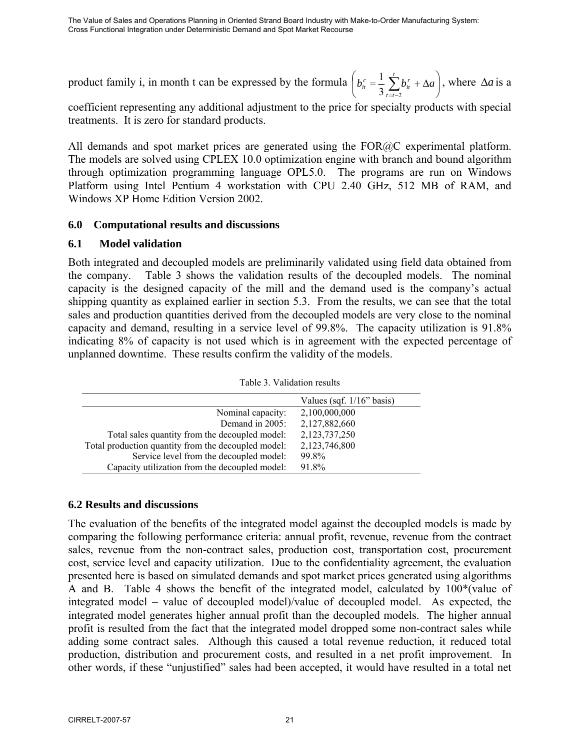product family i, in month t can be expressed by the formula $\left( b_{it}^{c} = \frac{1}{3} \sum_{t=t-2}^{t} b_{it}^{r} + \Delta a \right)$, where $\Delta a$ is a coefficient representing any additional adjustment to the price for specialty products with special treatments. It is zero for standard products.

All demands and spot market prices are generated using the FOR@C experimental platform. The models are solved using CPLEX 10.0 optimization engine with branch and bound algorithm through optimization programming language OPL5.0. The programs are run on Windows Platform using Intel Pentium 4 workstation with CPU 2.40 GHz, 512 MB of RAM, and Windows XP Home Edition Version 2002.

## 6.0 Computational results and discussions

### 6.1 Model validation

Both integrated and decoupled models are preliminarily validated using field data obtained from the company. Table 3 shows the validation results of the decoupled models. The nominal capacity is the designed capacity of the mill and the demand used is the company's actual shipping quantity as explained earlier in section 5.3. From the results, we can see that the total sales and production quantities derived from the decoupled models are very close to the nominal capacity and demand, resulting in a service level of 99.8%. The capacity utilization is 91.8% indicating 8% of capacity is not used which is in agreement with the expected percentage of unplanned downtime. These results confirm the validity of the models.

Table 3. Validation results

| | Values (sqf. 1/16" basis) |
|---:|---|
| Nominal capacity: | 2,100,000,000 |
| Demand in 2005: | 2,127,882,660 |
| Total sales quantity from the decoupled model: | 2,123,737,250 |
| Total production quantity from the decoupled model: | 2,123,746,800 |
| Service level from the decoupled model: | 99.8% |
| Capacity utilization from the decoupled model: | 91.8% |

### 6.2 Results and discussions

The evaluation of the benefits of the integrated model against the decoupled models is made by comparing the following performance criteria: annual profit, revenue, revenue from the contract sales, revenue from the non-contract sales, production cost, transportation cost, procurement cost, service level and capacity utilization. Due to the confidentiality agreement, the evaluation presented here is based on simulated demands and spot market prices generated using algorithms A and B. Table 4 shows the benefit of the integrated model, calculated by 100*(value of integrated model – value of decoupled model)/value of decoupled model. As expected, the integrated model generates higher annual profit than the decoupled models. The higher annual profit is resulted from the fact that the integrated model dropped some non-contract sales while adding some contract sales. Although this caused a total revenue reduction, it reduced total production, distribution and procurement costs, and resulted in a net profit improvement. In other words, if these "unjustified" sales had been accepted, it would have resulted in a total net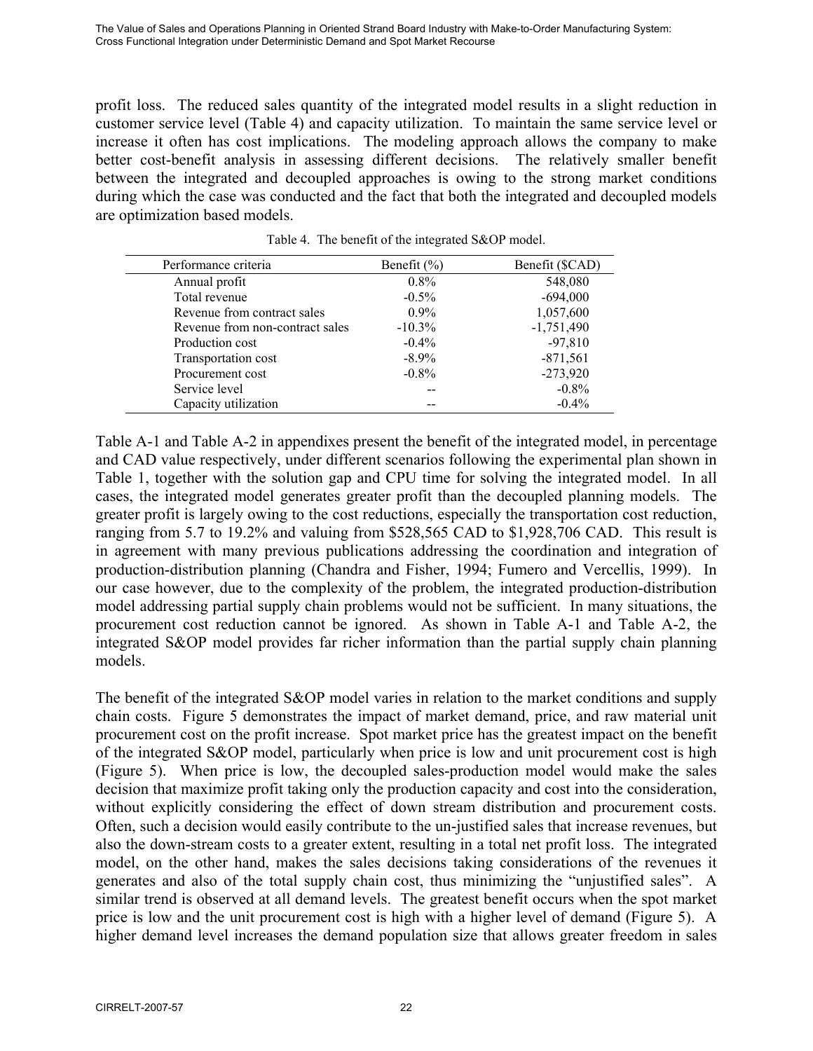profit loss. The reduced sales quantity of the integrated model results in a slight reduction in customer service level (Table 4) and capacity utilization. To maintain the same service level or increase it often has cost implications. The modeling approach allows the company to make better cost-benefit analysis in assessing different decisions. The relatively smaller benefit between the integrated and decoupled approaches is owing to the strong market conditions during which the case was conducted and the fact that both the integrated and decoupled models are optimization based models.

Table 4. The benefit of the integrated S&OP model.

| Performance criteria | Benefit (%) | Benefit ($CAD) |
|---|---|---|
| Annual profit | 0.8% | 548,080 |
| Total revenue | -0.5% | -694,000 |
| Revenue from contract sales | 0.9% | 1,057,600 |
| Revenue from non-contract sales | -10.3% | -1,751,490 |
| Production cost | -0.4% | -97,810 |
| Transportation cost | -8.9% | -871,561 |
| Procurement cost | -0.8% | -273,920 |
| Service level | -- | -0.8% |
| Capacity utilization | -- | -0.4% |

Table A-1 and Table A-2 in appendixes present the benefit of the integrated model, in percentage and CAD value respectively, under different scenarios following the experimental plan shown in Table 1, together with the solution gap and CPU time for solving the integrated model. In all cases, the integrated model generates greater profit than the decoupled planning models. The greater profit is largely owing to the cost reductions, especially the transportation cost reduction, ranging from 5.7 to 19.2% and valuing from $528,565 CAD to $1,928,706 CAD. This result is in agreement with many previous publications addressing the coordination and integration of production-distribution planning (Chandra and Fisher, 1994; Fumero and Vercellis, 1999). In our case however, due to the complexity of the problem, the integrated production-distribution model addressing partial supply chain problems would not be sufficient. In many situations, the procurement cost reduction cannot be ignored. As shown in Table A-1 and Table A-2, the integrated S&OP model provides far richer information than the partial supply chain planning models.

The benefit of the integrated S&OP model varies in relation to the market conditions and supply chain costs. Figure 5 demonstrates the impact of market demand, price, and raw material unit procurement cost on the profit increase. Spot market price has the greatest impact on the benefit of the integrated S&OP model, particularly when price is low and unit procurement cost is high (Figure 5). When price is low, the decoupled sales-production model would make the sales decision that maximize profit taking only the production capacity and cost into the consideration, without explicitly considering the effect of down stream distribution and procurement costs. Often, such a decision would easily contribute to the un-justified sales that increase revenues, but also the down-stream costs to a greater extent, resulting in a total net profit loss. The integrated model, on the other hand, makes the sales decisions taking considerations of the revenues it generates and also of the total supply chain cost, thus minimizing the "unjustified sales". A similar trend is observed at all demand levels. The greatest benefit occurs when the spot market price is low and the unit procurement cost is high with a higher level of demand (Figure 5). A higher demand level increases the demand population size that allows greater freedom in sales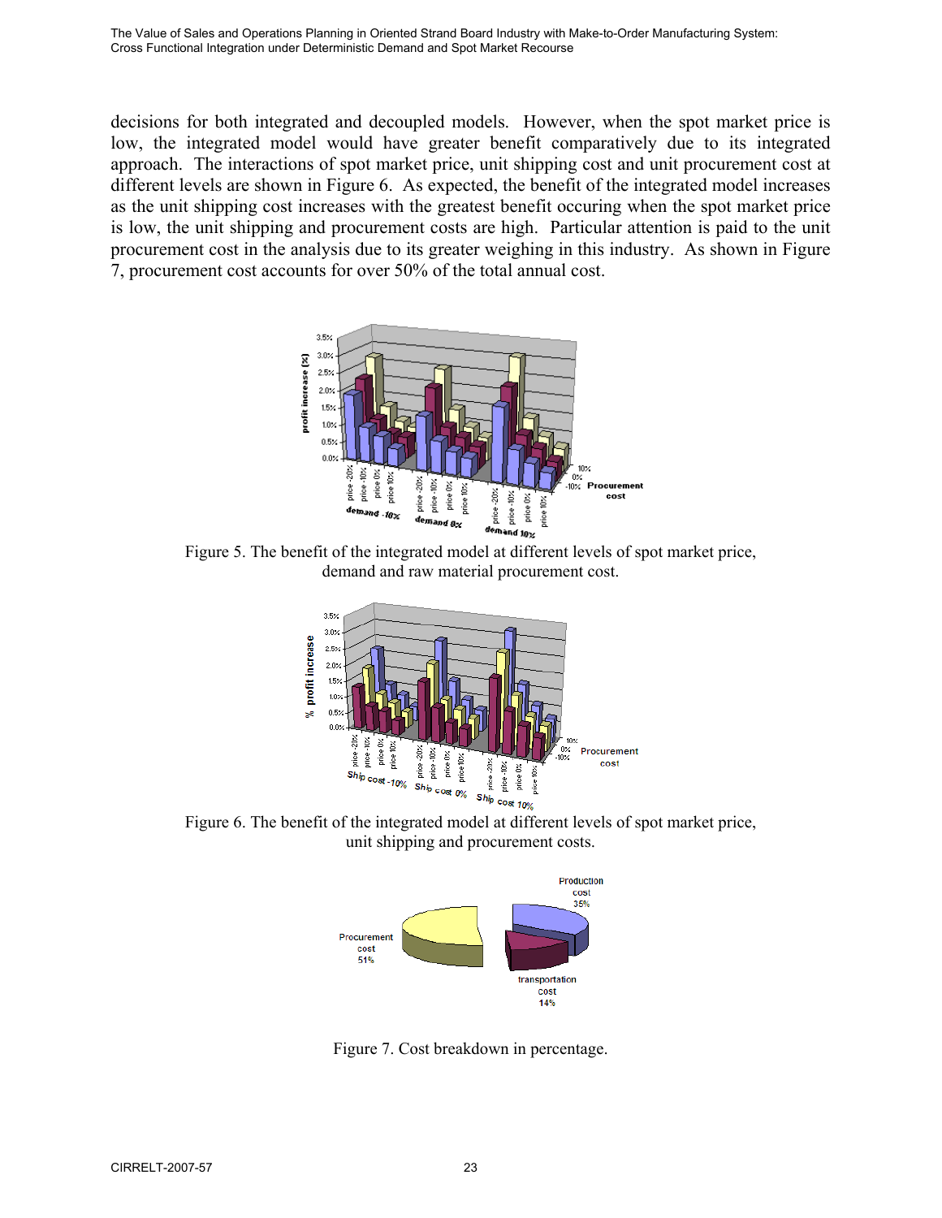decisions for both integrated and decoupled models. However, when the spot market price is low, the integrated model would have greater benefit comparatively due to its integrated approach. The interactions of spot market price, unit shipping cost and unit procurement cost at different levels are shown in Figure 6. As expected, the benefit of the integrated model increases as the unit shipping cost increases with the greatest benefit occuring when the spot market price is low, the unit shipping and procurement costs are high. Particular attention is paid to the unit procurement cost in the analysis due to its greater weighing in this industry. As shown in Figure 7, procurement cost accounts for over 50% of the total annual cost.

Figure 5. The benefit of the integrated model at different levels of spot market price, demand and raw material procurement cost.

Figure 6. The benefit of the integrated model at different levels of spot market price, unit shipping and procurement costs.

Figure 7. Cost breakdown in percentage.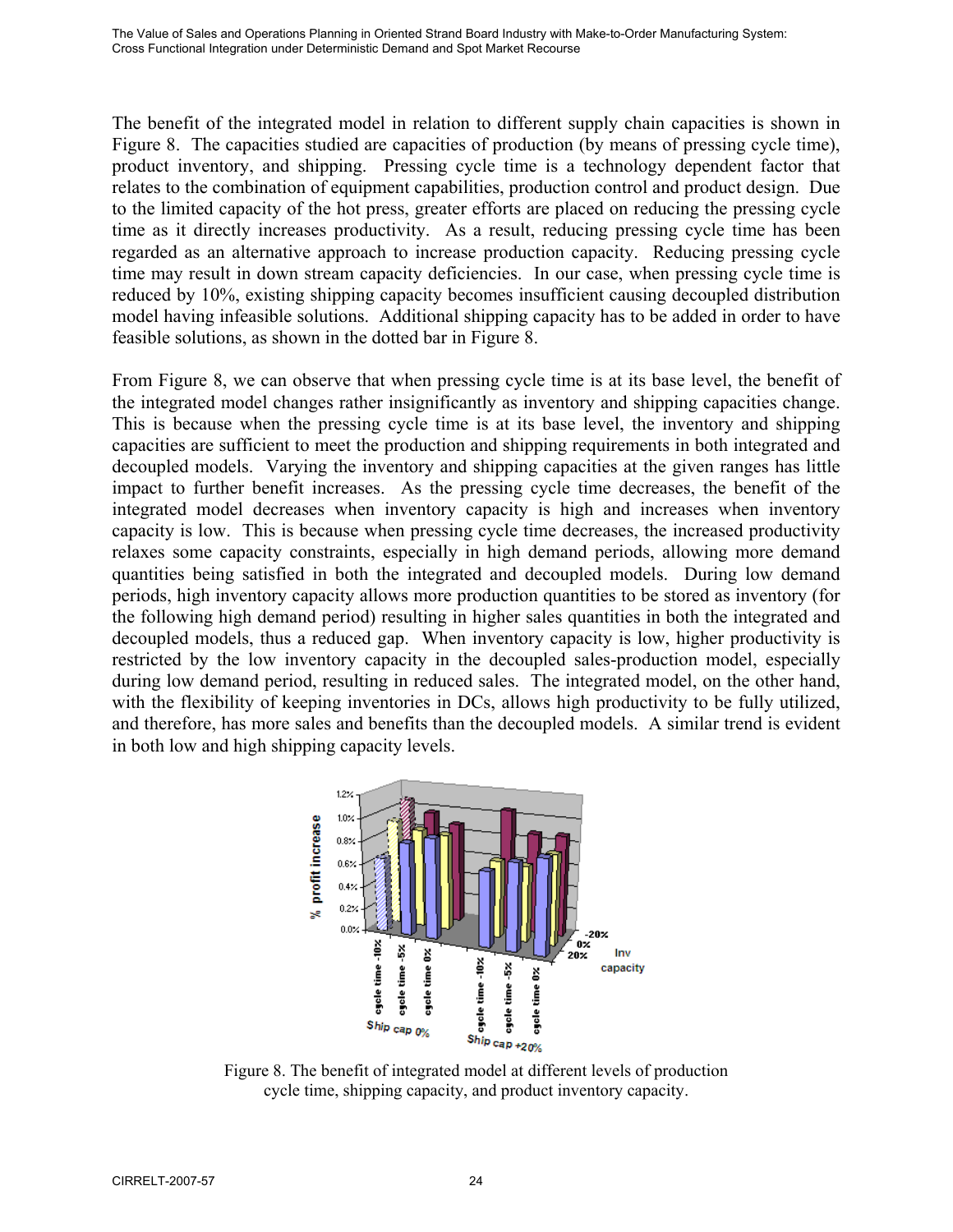The benefit of the integrated model in relation to different supply chain capacities is shown in Figure 8. The capacities studied are capacities of production (by means of pressing cycle time), product inventory, and shipping. Pressing cycle time is a technology dependent factor that relates to the combination of equipment capabilities, production control and product design. Due to the limited capacity of the hot press, greater efforts are placed on reducing the pressing cycle time as it directly increases productivity. As a result, reducing pressing cycle time has been regarded as an alternative approach to increase production capacity. Reducing pressing cycle time may result in down stream capacity deficiencies. In our case, when pressing cycle time is reduced by 10%, existing shipping capacity becomes insufficient causing decoupled distribution model having infeasible solutions. Additional shipping capacity has to be added in order to have feasible solutions, as shown in the dotted bar in Figure 8.

From Figure 8, we can observe that when pressing cycle time is at its base level, the benefit of the integrated model changes rather insignificantly as inventory and shipping capacities change. This is because when the pressing cycle time is at its base level, the inventory and shipping capacities are sufficient to meet the production and shipping requirements in both integrated and decoupled models. Varying the inventory and shipping capacities at the given ranges has little impact to further benefit increases. As the pressing cycle time decreases, the benefit of the integrated model decreases when inventory capacity is high and increases when inventory capacity is low. This is because when pressing cycle time decreases, the increased productivity relaxes some capacity constraints, especially in high demand periods, allowing more demand quantities being satisfied in both the integrated and decoupled models. During low demand periods, high inventory capacity allows more production quantities to be stored as inventory (for the following high demand period) resulting in higher sales quantities in both the integrated and decoupled models, thus a reduced gap. When inventory capacity is low, higher productivity is restricted by the low inventory capacity in the decoupled sales-production model, especially during low demand period, resulting in reduced sales. The integrated model, on the other hand, with the flexibility of keeping inventories in DCs, allows high productivity to be fully utilized, and therefore, has more sales and benefits than the decoupled models. A similar trend is evident in both low and high shipping capacity levels.

Figure 8. The benefit of integrated model at different levels of production cycle time, shipping capacity, and product inventory capacity.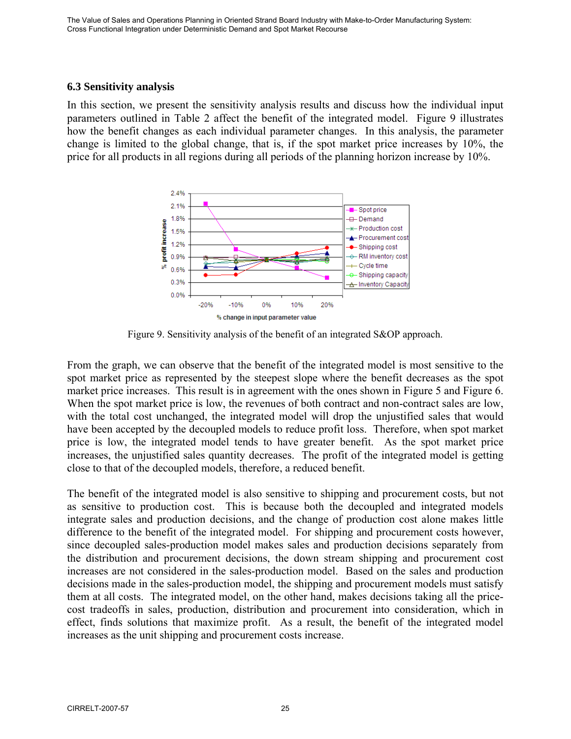### 6.3 Sensitivity analysis

In this section, we present the sensitivity analysis results and discuss how the individual input parameters outlined in Table 2 affect the benefit of the integrated model. Figure 9 illustrates how the benefit changes as each individual parameter changes. In this analysis, the parameter change is limited to the global change, that is, if the spot market price increases by 10%, the price for all products in all regions during all periods of the planning horizon increase by 10%.

Figure 9. Sensitivity analysis of the benefit of an integrated S&OP approach.

From the graph, we can observe that the benefit of the integrated model is most sensitive to the spot market price as represented by the steepest slope where the benefit decreases as the spot market price increases. This result is in agreement with the ones shown in Figure 5 and Figure 6. When the spot market price is low, the revenues of both contract and non-contract sales are low, with the total cost unchanged, the integrated model will drop the unjustified sales that would have been accepted by the decoupled models to reduce profit loss. Therefore, when spot market price is low, the integrated model tends to have greater benefit. As the spot market price increases, the unjustified sales quantity decreases. The profit of the integrated model is getting close to that of the decoupled models, therefore, a reduced benefit.

The benefit of the integrated model is also sensitive to shipping and procurement costs, but not as sensitive to production cost. This is because both the decoupled and integrated models integrate sales and production decisions, and the change of production cost alone makes little difference to the benefit of the integrated model. For shipping and procurement costs however, since decoupled sales-production model makes sales and production decisions separately from the distribution and procurement decisions, the down stream shipping and procurement cost increases are not considered in the sales-production model. Based on the sales and production decisions made in the sales-production model, the shipping and procurement models must satisfy them at all costs. The integrated model, on the other hand, makes decisions taking all the price-cost tradeoffs in sales, production, distribution and procurement into consideration, which in effect, finds solutions that maximize profit. As a result, the benefit of the integrated model increases as the unit shipping and procurement costs increase.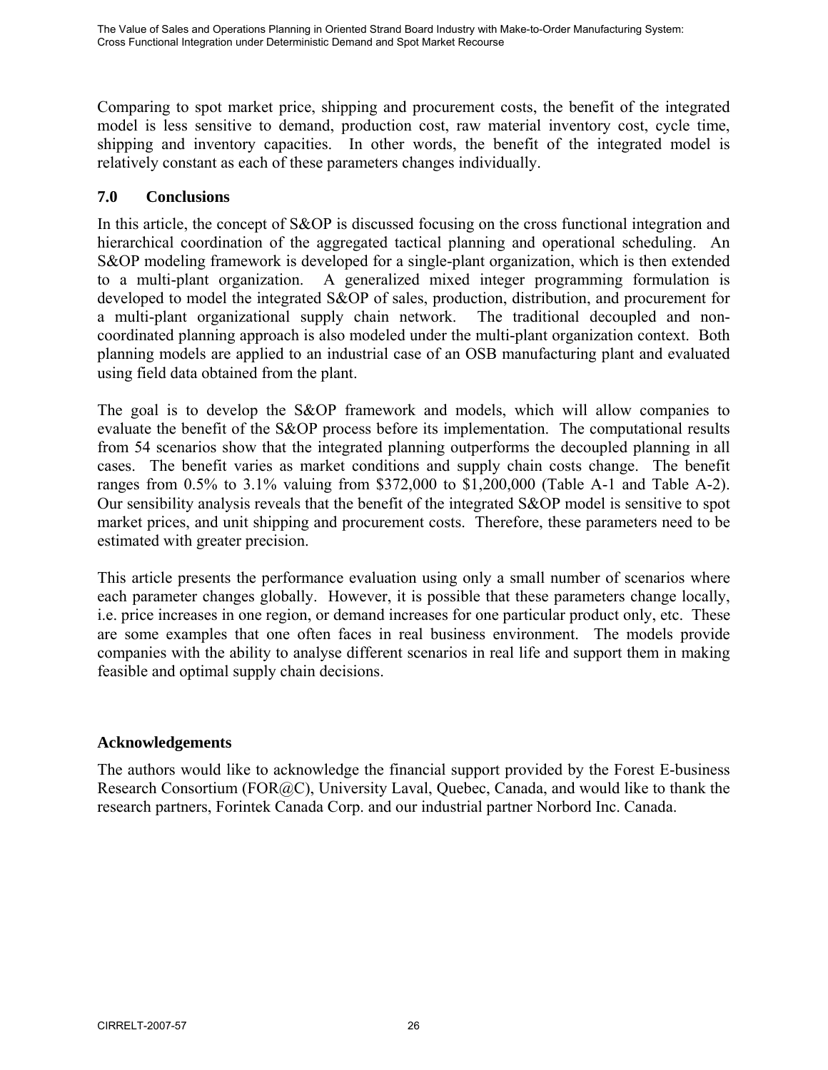Comparing to spot market price, shipping and procurement costs, the benefit of the integrated model is less sensitive to demand, production cost, raw material inventory cost, cycle time, shipping and inventory capacities. In other words, the benefit of the integrated model is relatively constant as each of these parameters changes individually.

## 7.0 Conclusions

In this article, the concept of S&OP is discussed focusing on the cross functional integration and hierarchical coordination of the aggregated tactical planning and operational scheduling. An S&OP modeling framework is developed for a single-plant organization, which is then extended to a multi-plant organization. A generalized mixed integer programming formulation is developed to model the integrated S&OP of sales, production, distribution, and procurement for a multi-plant organizational supply chain network. The traditional decoupled and non-coordinated planning approach is also modeled under the multi-plant organization context. Both planning models are applied to an industrial case of an OSB manufacturing plant and evaluated using field data obtained from the plant.

The goal is to develop the S&OP framework and models, which will allow companies to evaluate the benefit of the S&OP process before its implementation. The computational results from 54 scenarios show that the integrated planning outperforms the decoupled planning in all cases. The benefit varies as market conditions and supply chain costs change. The benefit ranges from 0.5% to 3.1% valuing from $372,000 to $1,200,000 (Table A-1 and Table A-2). Our sensibility analysis reveals that the benefit of the integrated S&OP model is sensitive to spot market prices, and unit shipping and procurement costs. Therefore, these parameters need to be estimated with greater precision.

This article presents the performance evaluation using only a small number of scenarios where each parameter changes globally. However, it is possible that these parameters change locally, i.e. price increases in one region, or demand increases for one particular product only, etc. These are some examples that one often faces in real business environment. The models provide companies with the ability to analyse different scenarios in real life and support them in making feasible and optimal supply chain decisions.

## Acknowledgements

The authors would like to acknowledge the financial support provided by the Forest E-business Research Consortium (FOR@C), University Laval, Quebec, Canada, and would like to thank the research partners, Forintek Canada Corp. and our industrial partner Norbord Inc. Canada.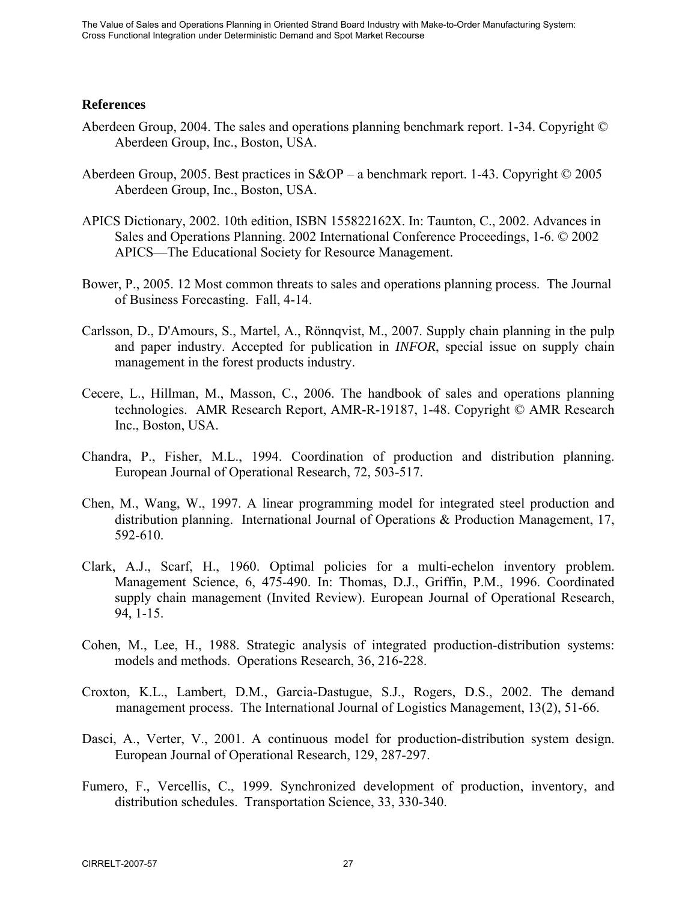## References

Aberdeen Group, 2004. The sales and operations planning benchmark report. 1-34. Copyright © Aberdeen Group, Inc., Boston, USA.

Aberdeen Group, 2005. Best practices in S&OP – a benchmark report. 1-43. Copyright © 2005 Aberdeen Group, Inc., Boston, USA.

APICS Dictionary, 2002. 10th edition, ISBN 155822162X. In: Taunton, C., 2002. Advances in Sales and Operations Planning. 2002 International Conference Proceedings, 1-6. © 2002 APICS—The Educational Society for Resource Management.

Bower, P., 2005. 12 Most common threats to sales and operations planning process. The Journal of Business Forecasting. Fall, 4-14.

Carlsson, D., D'Amours, S., Martel, A., Rönnqvist, M., 2007. Supply chain planning in the pulp and paper industry. Accepted for publication in *INFOR*, special issue on supply chain management in the forest products industry.

Cecere, L., Hillman, M., Masson, C., 2006. The handbook of sales and operations planning technologies. AMR Research Report, AMR-R-19187, 1-48. Copyright © AMR Research Inc., Boston, USA.

Chandra, P., Fisher, M.L., 1994. Coordination of production and distribution planning. European Journal of Operational Research, 72, 503-517.

Chen, M., Wang, W., 1997. A linear programming model for integrated steel production and distribution planning. International Journal of Operations & Production Management, 17, 592-610.

Clark, A.J., Scarf, H., 1960. Optimal policies for a multi-echelon inventory problem. Management Science, 6, 475-490. In: Thomas, D.J., Griffin, P.M., 1996. Coordinated supply chain management (Invited Review). European Journal of Operational Research, 94, 1-15.

Cohen, M., Lee, H., 1988. Strategic analysis of integrated production-distribution systems: models and methods. Operations Research, 36, 216-228.

Croxton, K.L., Lambert, D.M., Garcia-Dastugue, S.J., Rogers, D.S., 2002. The demand management process. The International Journal of Logistics Management, 13(2), 51-66.

Dasci, A., Verter, V., 2001. A continuous model for production-distribution system design. European Journal of Operational Research, 129, 287-297.

Fumero, F., Vercellis, C., 1999. Synchronized development of production, inventory, and distribution schedules. Transportation Science, 33, 330-340.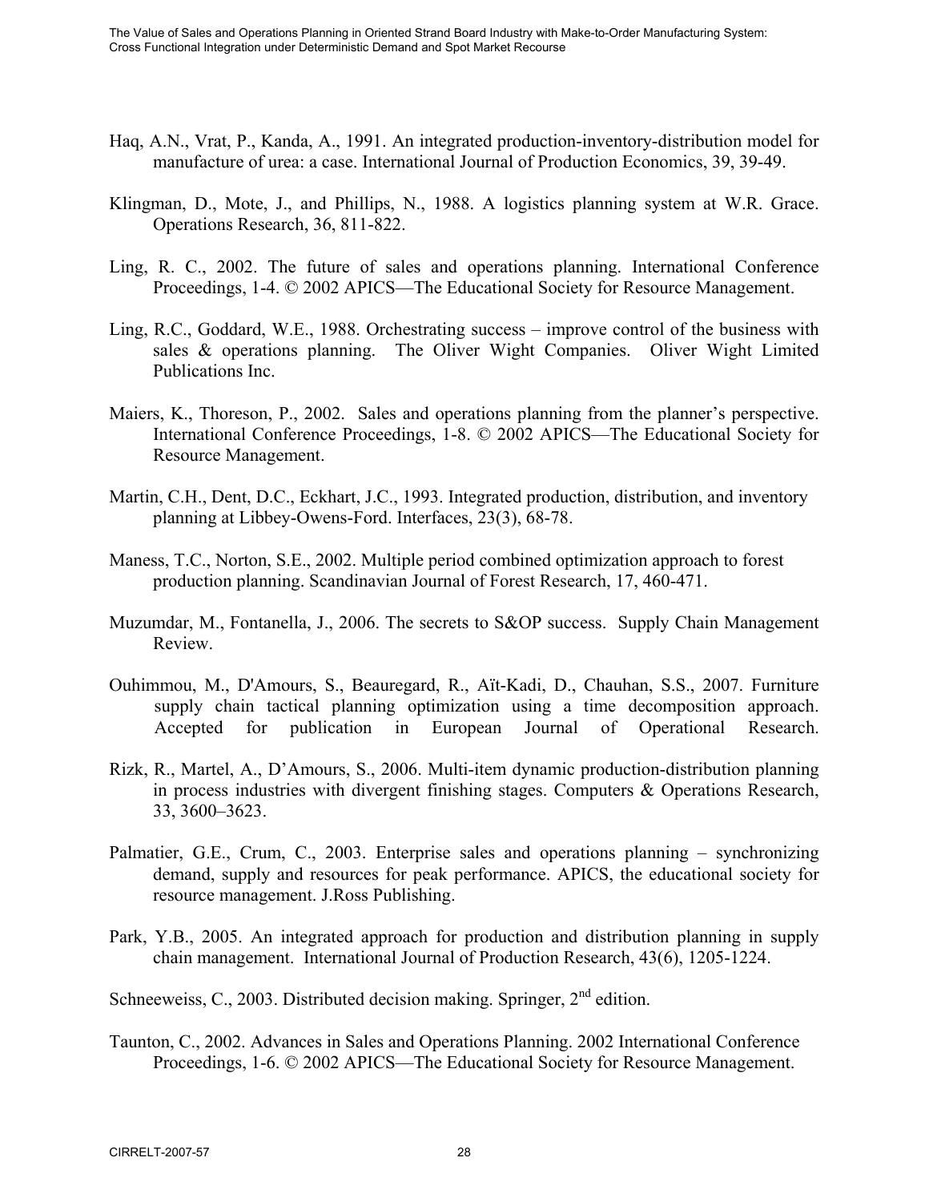Haq, A.N., Vrat, P., Kanda, A., 1991. An integrated production-inventory-distribution model for manufacture of urea: a case. International Journal of Production Economics, 39, 39-49.

Klingman, D., Mote, J., and Phillips, N., 1988. A logistics planning system at W.R. Grace. Operations Research, 36, 811-822.

Ling, R. C., 2002. The future of sales and operations planning. International Conference Proceedings, 1-4. © 2002 APICS—The Educational Society for Resource Management.

Ling, R.C., Goddard, W.E., 1988. Orchestrating success – improve control of the business with sales & operations planning. The Oliver Wight Companies. Oliver Wight Limited Publications Inc.

Maiers, K., Thoreson, P., 2002. Sales and operations planning from the planner's perspective. International Conference Proceedings, 1-8. © 2002 APICS—The Educational Society for Resource Management.

Martin, C.H., Dent, D.C., Eckhart, J.C., 1993. Integrated production, distribution, and inventory planning at Libbey-Owens-Ford. Interfaces, 23(3), 68-78.

Maness, T.C., Norton, S.E., 2002. Multiple period combined optimization approach to forest production planning. Scandinavian Journal of Forest Research, 17, 460-471.

Muzumdar, M., Fontanella, J., 2006. The secrets to S&OP success. Supply Chain Management Review.

Ouhimmou, M., D'Amours, S., Beauregard, R., Aït-Kadi, D., Chauhan, S.S., 2007. Furniture supply chain tactical planning optimization using a time decomposition approach. Accepted for publication in European Journal of Operational Research.

Rizk, R., Martel, A., D'Amours, S., 2006. Multi-item dynamic production-distribution planning in process industries with divergent finishing stages. Computers & Operations Research, 33, 3600–3623.

Palmatier, G.E., Crum, C., 2003. Enterprise sales and operations planning – synchronizing demand, supply and resources for peak performance. APICS, the educational society for resource management. J.Ross Publishing.

Park, Y.B., 2005. An integrated approach for production and distribution planning in supply chain management. International Journal of Production Research, 43(6), 1205-1224.

Schneeweiss, C., 2003. Distributed decision making. Springer, 2nd edition.

Taunton, C., 2002. Advances in Sales and Operations Planning. 2002 International Conference Proceedings, 1-6. © 2002 APICS—The Educational Society for Resource Management.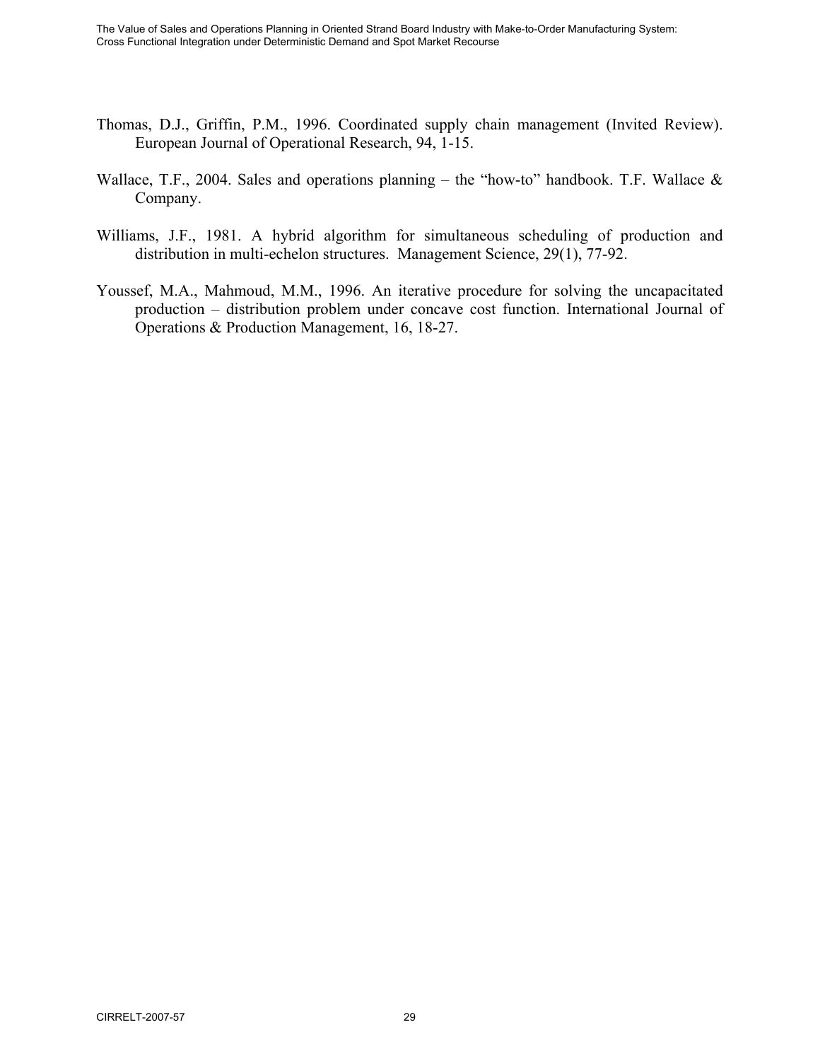Thomas, D.J., Griffin, P.M., 1996. Coordinated supply chain management (Invited Review). European Journal of Operational Research, 94, 1-15.

Wallace, T.F., 2004. Sales and operations planning – the "how-to" handbook. T.F. Wallace & Company.

Williams, J.F., 1981. A hybrid algorithm for simultaneous scheduling of production and distribution in multi-echelon structures. Management Science, 29(1), 77-92.

Youssef, M.A., Mahmoud, M.M., 1996. An iterative procedure for solving the uncapacitated production – distribution problem under concave cost function. International Journal of Operations & Production Management, 16, 18-27.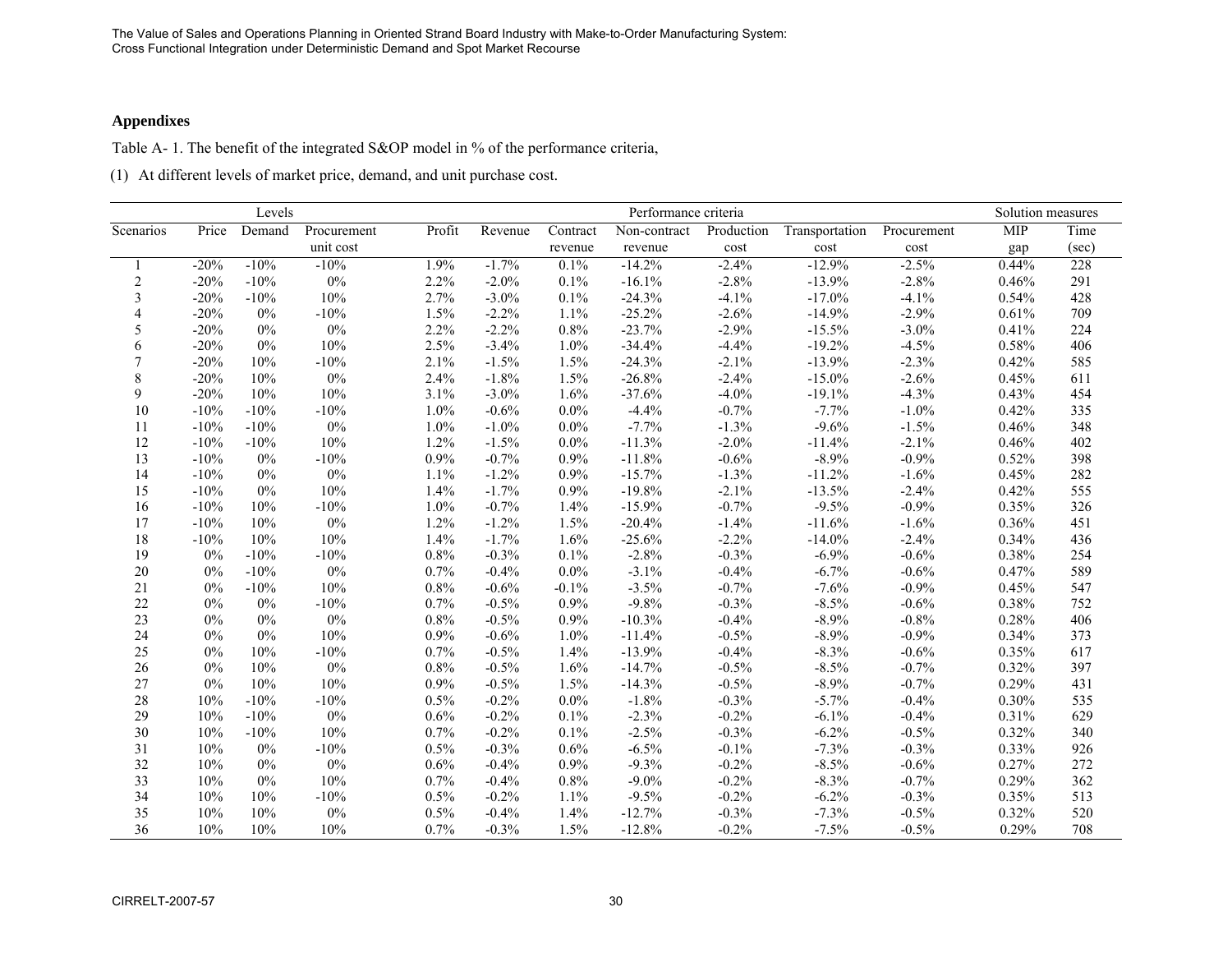## Appendixes

Table A- 1. The benefit of the integrated S&OP model in % of the performance criteria,

(1) At different levels of market price, demand, and unit purchase cost.

| Levels | | | | Performance criteria | | | | | | | Solution measures | |
|---|---|---|---|---|---|---|---|---|---|---|---|---|
| Scenarios | Price | Demand | Procurement unit cost | Profit | Revenue | Contract revenue | Non-contract revenue | Production cost | Transportation cost | Procurement cost | MIP gap | Time (sec) |
| 1 | -20% | -10% | -10% | 1.9% | -1.7% | 0.1% | -14.2% | -2.4% | -12.9% | -2.5% | 0.44% | 228 |
| 2 | -20% | -10% | 0% | 2.2% | -2.0% | 0.1% | -16.1% | -2.8% | -13.9% | -2.8% | 0.46% | 291 |
| 3 | -20% | -10% | 10% | 2.7% | -3.0% | 0.1% | -24.3% | -4.1% | -17.0% | -4.1% | 0.54% | 428 |
| 4 | -20% | 0% | -10% | 1.5% | -2.2% | 1.1% | -25.2% | -2.6% | -14.9% | -2.9% | 0.61% | 709 |
| 5 | -20% | 0% | 0% | 2.2% | -2.2% | 0.8% | -23.7% | -2.9% | -15.5% | -3.0% | 0.41% | 224 |
| 6 | -20% | 0% | 10% | 2.5% | -3.4% | 1.0% | -34.4% | -4.4% | -19.2% | -4.5% | 0.58% | 406 |
| 7 | -20% | 10% | -10% | 2.1% | -1.5% | 1.5% | -24.3% | -2.1% | -13.9% | -2.3% | 0.42% | 585 |
| 8 | -20% | 10% | 0% | 2.4% | -1.8% | 1.5% | -26.8% | -2.4% | -15.0% | -2.6% | 0.45% | 611 |
| 9 | -20% | 10% | 10% | 3.1% | -3.0% | 1.6% | -37.6% | -4.0% | -19.1% | -4.3% | 0.43% | 454 |
| 10 | -10% | -10% | -10% | 1.0% | -0.6% | 0.0% | -4.4% | -0.7% | -7.7% | -1.0% | 0.42% | 335 |
| 11 | -10% | -10% | 0% | 1.0% | -1.0% | 0.0% | -7.7% | -1.3% | -9.6% | -1.5% | 0.46% | 348 |
| 12 | -10% | -10% | 10% | 1.2% | -1.5% | 0.0% | -11.3% | -2.0% | -11.4% | -2.1% | 0.46% | 402 |
| 13 | -10% | 0% | -10% | 0.9% | -0.7% | 0.9% | -11.8% | -0.6% | -8.9% | -0.9% | 0.52% | 398 |
| 14 | -10% | 0% | 0% | 1.1% | -1.2% | 0.9% | -15.7% | -1.3% | -11.2% | -1.6% | 0.45% | 282 |
| 15 | -10% | 0% | 10% | 1.4% | -1.7% | 0.9% | -19.8% | -2.1% | -13.5% | -2.4% | 0.42% | 555 |
| 16 | -10% | 10% | -10% | 1.0% | -0.7% | 1.4% | -15.9% | -0.7% | -9.5% | -0.9% | 0.35% | 326 |
| 17 | -10% | 10% | 0% | 1.2% | -1.2% | 1.5% | -20.4% | -1.4% | -11.6% | -1.6% | 0.36% | 451 |
| 18 | -10% | 10% | 10% | 1.4% | -1.7% | 1.6% | -25.6% | -2.2% | -14.0% | -2.4% | 0.34% | 436 |
| 19 | 0% | -10% | -10% | 0.8% | -0.3% | 0.1% | -2.8% | -0.3% | -6.9% | -0.6% | 0.38% | 254 |
| 20 | 0% | -10% | 0% | 0.7% | -0.4% | 0.0% | -3.1% | -0.4% | -6.7% | -0.6% | 0.47% | 589 |
| 21 | 0% | -10% | 10% | 0.8% | -0.6% | -0.1% | -3.5% | -0.7% | -7.6% | -0.9% | 0.45% | 547 |
| 22 | 0% | 0% | -10% | 0.7% | -0.5% | 0.9% | -9.8% | -0.3% | -8.5% | -0.6% | 0.38% | 752 |
| 23 | 0% | 0% | 0% | 0.8% | -0.5% | 0.9% | -10.3% | -0.4% | -8.9% | -0.8% | 0.28% | 406 |
| 24 | 0% | 0% | 10% | 0.9% | -0.6% | 1.0% | -11.4% | -0.5% | -8.9% | -0.9% | 0.34% | 373 |
| 25 | 0% | 10% | -10% | 0.7% | -0.5% | 1.4% | -13.9% | -0.4% | -8.3% | -0.6% | 0.35% | 617 |
| 26 | 0% | 10% | 0% | 0.8% | -0.5% | 1.6% | -14.7% | -0.5% | -8.5% | -0.7% | 0.32% | 397 |
| 27 | 0% | 10% | 10% | 0.9% | -0.5% | 1.5% | -14.3% | -0.5% | -8.9% | -0.7% | 0.29% | 431 |
| 28 | 10% | -10% | -10% | 0.5% | -0.2% | 0.0% | -1.8% | -0.3% | -5.7% | -0.4% | 0.30% | 535 |
| 29 | 10% | -10% | 0% | 0.6% | -0.2% | 0.1% | -2.3% | -0.2% | -6.1% | -0.4% | 0.31% | 629 |
| 30 | 10% | -10% | 10% | 0.7% | -0.2% | 0.1% | -2.5% | -0.3% | -6.2% | -0.5% | 0.32% | 340 |
| 31 | 10% | 0% | -10% | 0.5% | -0.3% | 0.6% | -6.5% | -0.1% | -7.3% | -0.3% | 0.33% | 926 |
| 32 | 10% | 0% | 0% | 0.6% | -0.4% | 0.9% | -9.3% | -0.2% | -8.5% | -0.6% | 0.27% | 272 |
| 33 | 10% | 0% | 10% | 0.7% | -0.4% | 0.8% | -9.0% | -0.2% | -8.3% | -0.7% | 0.29% | 362 |
| 34 | 10% | 10% | -10% | 0.5% | -0.2% | 1.1% | -9.5% | -0.2% | -6.2% | -0.3% | 0.35% | 513 |
| 35 | 10% | 10% | 0% | 0.5% | -0.4% | 1.4% | -12.7% | -0.3% | -7.3% | -0.5% | 0.32% | 520 |
| 36 | 10% | 10% | 10% | 0.7% | -0.3% | 1.5% | -12.8% | -0.2% | -7.5% | -0.5% | 0.29% | 708 |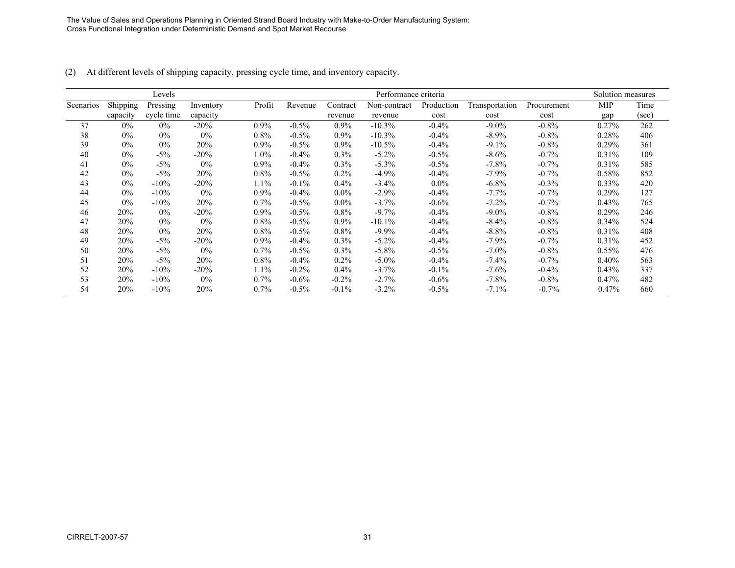(2) At different levels of shipping capacity, pressing cycle time, and inventory capacity.

| Levels | | | | Performance criteria | | | | | | | Solution measures | |
|---|---|---|---|---|---|---|---|---|---|---|---|---|
| Scenarios | Shipping capacity | Pressing cycle time | Inventory capacity | Profit | Revenue | Contract revenue | Non-contract revenue | Production cost | Transportation cost | Procurement cost | MIP gap | Time (sec) |
| 37 | 0% | 0% | -20% | 0.9% | -0.5% | 0.9% | -10.3% | -0.4% | -9.0% | -0.8% | 0.27% | 262 |
| 38 | 0% | 0% | 0% | 0.8% | -0.5% | 0.9% | -10.3% | -0.4% | -8.9% | -0.8% | 0.28% | 406 |
| 39 | 0% | 0% | 20% | 0.9% | -0.5% | 0.9% | -10.5% | -0.4% | -9.1% | -0.8% | 0.29% | 361 |
| 40 | 0% | -5% | -20% | 1.0% | -0.4% | 0.3% | -5.2% | -0.5% | -8.6% | -0.7% | 0.31% | 109 |
| 41 | 0% | -5% | 0% | 0.9% | -0.4% | 0.3% | -5.3% | -0.5% | -7.8% | -0.7% | 0.31% | 585 |
| 42 | 0% | -5% | 20% | 0.8% | -0.5% | 0.2% | -4.9% | -0.4% | -7.9% | -0.7% | 0.58% | 852 |
| 43 | 0% | -10% | -20% | 1.1% | -0.1% | 0.4% | -3.4% | 0.0% | -6.8% | -0.3% | 0.33% | 420 |
| 44 | 0% | -10% | 0% | 0.9% | -0.4% | 0.0% | -2.9% | -0.4% | -7.7% | -0.7% | 0.29% | 127 |
| 45 | 0% | -10% | 20% | 0.7% | -0.5% | 0.0% | -3.7% | -0.6% | -7.2% | -0.7% | 0.43% | 765 |
| 46 | 20% | 0% | -20% | 0.9% | -0.5% | 0.8% | -9.7% | -0.4% | -9.0% | -0.8% | 0.29% | 246 |
| 47 | 20% | 0% | 0% | 0.8% | -0.5% | 0.9% | -10.1% | -0.4% | -8.4% | -0.8% | 0.34% | 524 |
| 48 | 20% | 0% | 20% | 0.8% | -0.5% | 0.8% | -9.9% | -0.4% | -8.8% | -0.8% | 0.31% | 408 |
| 49 | 20% | -5% | -20% | 0.9% | -0.4% | 0.3% | -5.2% | -0.4% | -7.9% | -0.7% | 0.31% | 452 |
| 50 | 20% | -5% | 0% | 0.7% | -0.5% | 0.3% | -5.8% | -0.5% | -7.0% | -0.8% | 0.55% | 476 |
| 51 | 20% | -5% | 20% | 0.8% | -0.4% | 0.2% | -5.0% | -0.4% | -7.4% | -0.7% | 0.40% | 563 |
| 52 | 20% | -10% | -20% | 1.1% | -0.2% | 0.4% | -3.7% | -0.1% | -7.6% | -0.4% | 0.43% | 337 |
| 53 | 20% | -10% | 0% | 0.7% | -0.6% | -0.2% | -2.7% | -0.6% | -7.8% | -0.8% | 0.47% | 482 |
| 54 | 20% | -10% | 20% | 0.7% | -0.5% | -0.1% | -3.2% | -0.5% | -7.1% | -0.7% | 0.47% | 660 |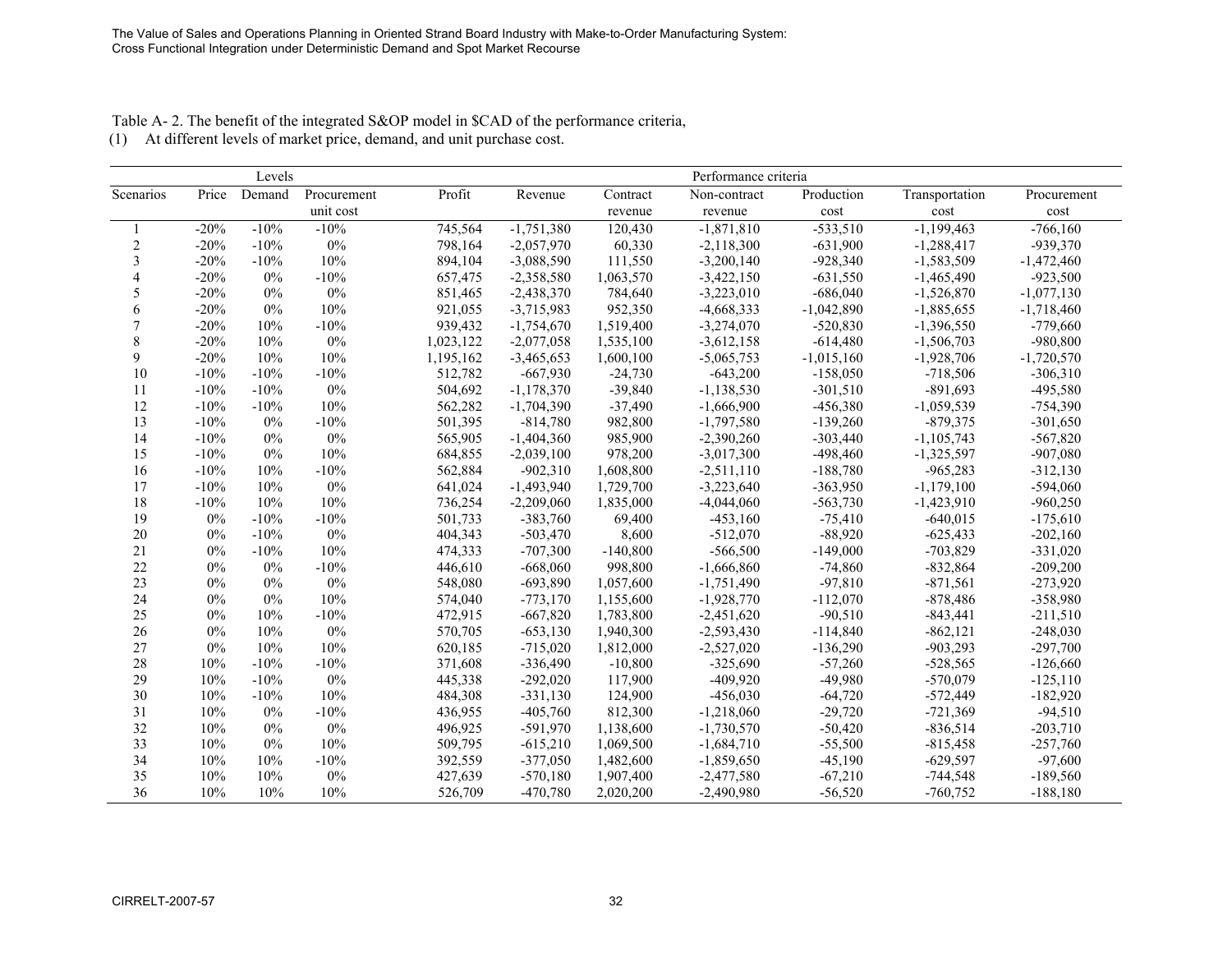Table A- 2. The benefit of the integrated S&OP model in $CAD of the performance criteria,

(1) At different levels of market price, demand, and unit purchase cost.

| | Levels | | | Performance criteria | | | | | | |
|---|---|---|---|---|---|---|---|---|---|---|
| Scenarios | Price | Demand | Procurement unit cost | Profit | Revenue | Contract revenue | Non-contract revenue | Production cost | Transportation cost | Procurement cost |
| 1 | -20% | -10% | -10% | 745,564 | -1,751,380 | 120,430 | -1,871,810 | -533,510 | -1,199,463 | -766,160 |
| 2 | -20% | -10% | 0% | 798,164 | -2,057,970 | 60,330 | -2,118,300 | -631,900 | -1,288,417 | -939,370 |
| 3 | -20% | -10% | 10% | 894,104 | -3,088,590 | 111,550 | -3,200,140 | -928,340 | -1,583,509 | -1,472,460 |
| 4 | -20% | 0% | -10% | 657,475 | -2,358,580 | 1,063,570 | -3,422,150 | -631,550 | -1,465,490 | -923,500 |
| 5 | -20% | 0% | 0% | 851,465 | -2,438,370 | 784,640 | -3,223,010 | -686,040 | -1,526,870 | -1,077,130 |
| 6 | -20% | 0% | 10% | 921,055 | -3,715,983 | 952,350 | -4,668,333 | -1,042,890 | -1,885,655 | -1,718,460 |
| 7 | -20% | 10% | -10% | 939,432 | -1,754,670 | 1,519,400 | -3,274,070 | -520,830 | -1,396,550 | -779,660 |
| 8 | -20% | 10% | 0% | 1,023,122 | -2,077,058 | 1,535,100 | -3,612,158 | -614,480 | -1,506,703 | -980,800 |
| 9 | -20% | 10% | 10% | 1,195,162 | -3,465,653 | 1,600,100 | -5,065,753 | -1,015,160 | -1,928,706 | -1,720,570 |
| 10 | -10% | -10% | -10% | 512,782 | -667,930 | -24,730 | -643,200 | -158,050 | -718,506 | -306,310 |
| 11 | -10% | -10% | 0% | 504,692 | -1,178,370 | -39,840 | -1,138,530 | -301,510 | -891,693 | -495,580 |
| 12 | -10% | -10% | 10% | 562,282 | -1,704,390 | -37,490 | -1,666,900 | -456,380 | -1,059,539 | -754,390 |
| 13 | -10% | 0% | -10% | 501,395 | -814,780 | 982,800 | -1,797,580 | -139,260 | -879,375 | -301,650 |
| 14 | -10% | 0% | 0% | 565,905 | -1,404,360 | 985,900 | -2,390,260 | -303,440 | -1,105,743 | -567,820 |
| 15 | -10% | 0% | 10% | 684,855 | -2,039,100 | 978,200 | -3,017,300 | -498,460 | -1,325,597 | -907,080 |
| 16 | -10% | 10% | -10% | 562,884 | -902,310 | 1,608,800 | -2,511,110 | -188,780 | -965,283 | -312,130 |
| 17 | -10% | 10% | 0% | 641,024 | -1,493,940 | 1,729,700 | -3,223,640 | -363,950 | -1,179,100 | -594,060 |
| 18 | -10% | 10% | 10% | 736,254 | -2,209,060 | 1,835,000 | -4,044,060 | -563,730 | -1,423,910 | -960,250 |
| 19 | 0% | -10% | -10% | 501,733 | -383,760 | 69,400 | -453,160 | -75,410 | -640,015 | -175,610 |
| 20 | 0% | -10% | 0% | 404,343 | -503,470 | 8,600 | -512,070 | -88,920 | -625,433 | -202,160 |
| 21 | 0% | -10% | 10% | 474,333 | -707,300 | -140,800 | -566,500 | -149,000 | -703,829 | -331,020 |
| 22 | 0% | 0% | -10% | 446,610 | -668,060 | 998,800 | -1,666,860 | -74,860 | -832,864 | -209,200 |
| 23 | 0% | 0% | 0% | 548,080 | -693,890 | 1,057,600 | -1,751,490 | -97,810 | -871,561 | -273,920 |
| 24 | 0% | 0% | 10% | 574,040 | -773,170 | 1,155,600 | -1,928,770 | -112,070 | -878,486 | -358,980 |
| 25 | 0% | 10% | -10% | 472,915 | -667,820 | 1,783,800 | -2,451,620 | -90,510 | -843,441 | -211,510 |
| 26 | 0% | 10% | 0% | 570,705 | -653,130 | 1,940,300 | -2,593,430 | -114,840 | -862,121 | -248,030 |
| 27 | 0% | 10% | 10% | 620,185 | -715,020 | 1,812,000 | -2,527,020 | -136,290 | -903,293 | -297,700 |
| 28 | 10% | -10% | -10% | 371,608 | -336,490 | -10,800 | -325,690 | -57,260 | -528,565 | -126,660 |
| 29 | 10% | -10% | 0% | 445,338 | -292,020 | 117,900 | -409,920 | -49,980 | -570,079 | -125,110 |
| 30 | 10% | -10% | 10% | 484,308 | -331,130 | 124,900 | -456,030 | -64,720 | -572,449 | -182,920 |
| 31 | 10% | 0% | -10% | 436,955 | -405,760 | 812,300 | -1,218,060 | -29,720 | -721,369 | -94,510 |
| 32 | 10% | 0% | 0% | 496,925 | -591,970 | 1,138,600 | -1,730,570 | -50,420 | -836,514 | -203,710 |
| 33 | 10% | 0% | 10% | 509,795 | -615,210 | 1,069,500 | -1,684,710 | -55,500 | -815,458 | -257,760 |
| 34 | 10% | 10% | -10% | 392,559 | -377,050 | 1,482,600 | -1,859,650 | -45,190 | -629,597 | -97,600 |
| 35 | 10% | 10% | 0% | 427,639 | -570,180 | 1,907,400 | -2,477,580 | -67,210 | -744,548 | -189,560 |
| 36 | 10% | 10% | 10% | 526,709 | -470,780 | 2,020,200 | -2,490,980 | -56,520 | -760,752 | -188,180 |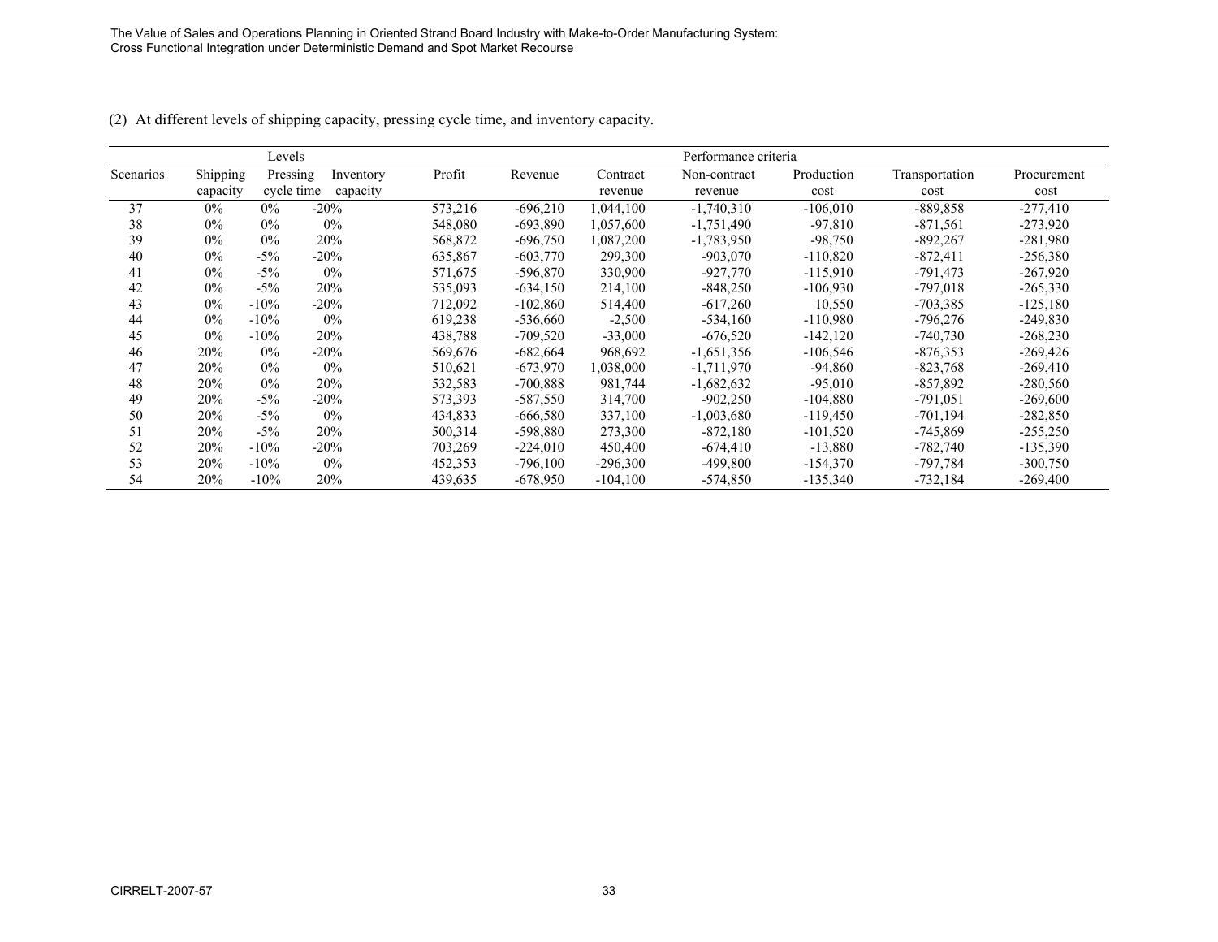(2) At different levels of shipping capacity, pressing cycle time, and inventory capacity.

| | Levels | | | Performance criteria | | | | | | |
|---|---|---|---|---|---|---|---|---|---|---|
| Scenarios | Shipping capacity | Pressing cycle time | Inventory capacity | Profit | Revenue | Contract revenue | Non-contract revenue | Production cost | Transportation cost | Procurement cost |
| 37 | 0% | 0% | -20% | 573,216 | -696,210 | 1,044,100 | -1,740,310 | -106,010 | -889,858 | -277,410 |
| 38 | 0% | 0% | 0% | 548,080 | -693,890 | 1,057,600 | -1,751,490 | -97,810 | -871,561 | -273,920 |
| 39 | 0% | 0% | 20% | 568,872 | -696,750 | 1,087,200 | -1,783,950 | -98,750 | -892,267 | -281,980 |
| 40 | 0% | -5% | -20% | 635,867 | -603,770 | 299,300 | -903,070 | -110,820 | -872,411 | -256,380 |
| 41 | 0% | -5% | 0% | 571,675 | -596,870 | 330,900 | -927,770 | -115,910 | -791,473 | -267,920 |
| 42 | 0% | -5% | 20% | 535,093 | -634,150 | 214,100 | -848,250 | -106,930 | -797,018 | -265,330 |
| 43 | 0% | -10% | -20% | 712,092 | -102,860 | 514,400 | -617,260 | 10,550 | -703,385 | -125,180 |
| 44 | 0% | -10% | 0% | 619,238 | -536,660 | -2,500 | -534,160 | -110,980 | -796,276 | -249,830 |
| 45 | 0% | -10% | 20% | 438,788 | -709,520 | -33,000 | -676,520 | -142,120 | -740,730 | -268,230 |
| 46 | 20% | 0% | -20% | 569,676 | -682,664 | 968,692 | -1,651,356 | -106,546 | -876,353 | -269,426 |
| 47 | 20% | 0% | 0% | 510,621 | -673,970 | 1,038,000 | -1,711,970 | -94,860 | -823,768 | -269,410 |
| 48 | 20% | 0% | 20% | 532,583 | -700,888 | 981,744 | -1,682,632 | -95,010 | -857,892 | -280,560 |
| 49 | 20% | -5% | -20% | 573,393 | -587,550 | 314,700 | -902,250 | -104,880 | -791,051 | -269,600 |
| 50 | 20% | -5% | 0% | 434,833 | -666,580 | 337,100 | -1,003,680 | -119,450 | -701,194 | -282,850 |
| 51 | 20% | -5% | 20% | 500,314 | -598,880 | 273,300 | -872,180 | -101,520 | -745,869 | -255,250 |
| 52 | 20% | -10% | -20% | 703,269 | -224,010 | 450,400 | -674,410 | -13,880 | -782,740 | -135,390 |
| 53 | 20% | -10% | 0% | 452,353 | -796,100 | -296,300 | -499,800 | -154,370 | -797,784 | -300,750 |
| 54 | 20% | -10% | 20% | 439,635 | -678,950 | -104,100 | -574,850 | -135,340 | -732,184 | -269,400 |